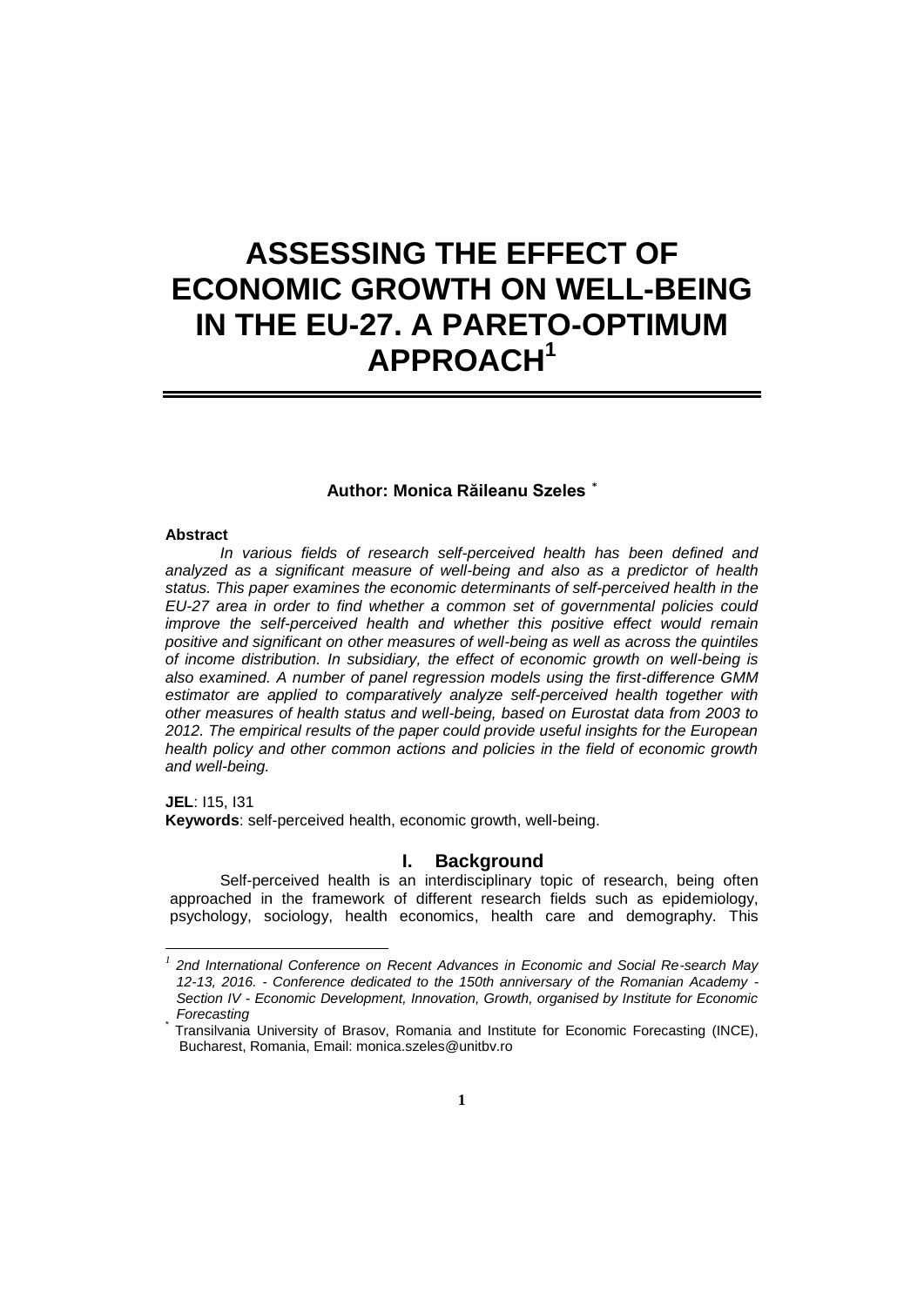# ASSESSING THE EFFECT OF ECONOMIC GROWTH ON WELL-BEING IN THE EU-27. A PARETO-OPTIMUM APPROACH[1]

**Author: Monica Răileanu Szeles** [*]

**Abstract**

*In various fields of research self-perceived health has been defined and analyzed as a significant measure of well-being and also as a predictor of health status. This paper examines the economic determinants of self-perceived health in the EU-27 area in order to find whether a common set of governmental policies could improve the self-perceived health and whether this positive effect would remain positive and significant on other measures of well-being as well as across the quintiles of income distribution. In subsidiary, the effect of economic growth on well-being is also examined. A number of panel regression models using the first-difference GMM estimator are applied to comparatively analyze self-perceived health together with other measures of health status and well-being, based on Eurostat data from 2003 to 2012. The empirical results of the paper could provide useful insights for the European health policy and other common actions and policies in the field of economic growth and well-being.*

**JEL**: I15, I31

**Keywords**: self-perceived health, economic growth, well-being.

## I. Background

Self-perceived health is an interdisciplinary topic of research, being often approached in the framework of different research fields such as epidemiology, psychology, sociology, health economics, health care and demography. This

---

[1] *2nd International Conference on Recent Advances in Economic and Social Re-search May 12-13, 2016. - Conference dedicated to the 150th anniversary of the Romanian Academy - Section IV - Economic Development, Innovation, Growth, organised by Institute for Economic Forecasting*

[*] Transilvania University of Brasov, Romania and Institute for Economic Forecasting (INCE), Bucharest, Romania, Email: monica.szeles@unitbv.ro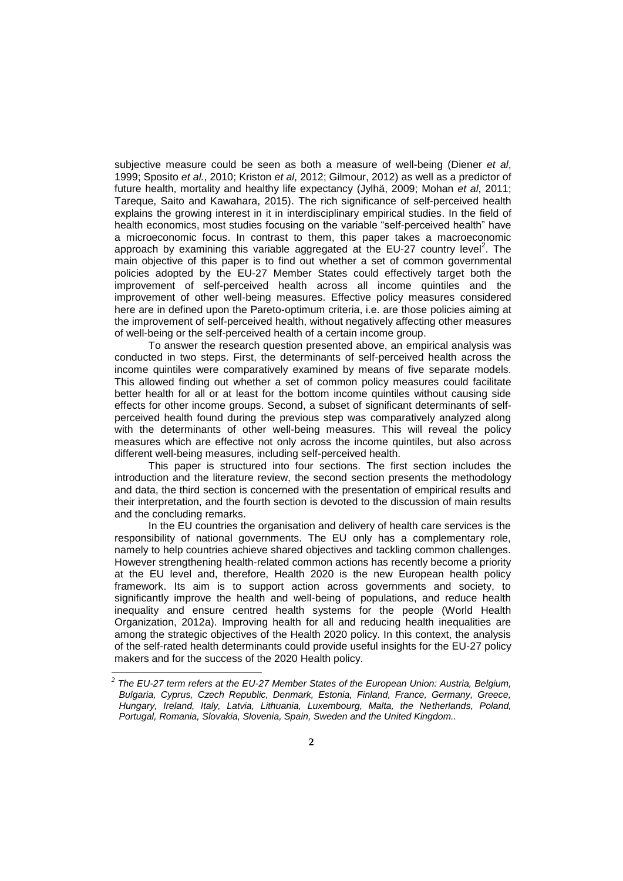subjective measure could be seen as both a measure of well-being (Diener *et al*, 1999; Sposito *et al.*, 2010; Kriston *et al*, 2012; Gilmour, 2012) as well as a predictor of future health, mortality and healthy life expectancy (Jylhä, 2009; Mohan *et al*, 2011; Tareque, Saito and Kawahara, 2015). The rich significance of self-perceived health explains the growing interest in it in interdisciplinary empirical studies. In the field of health economics, most studies focusing on the variable "self-perceived health" have a microeconomic focus. In contrast to them, this paper takes a macroeconomic approach by examining this variable aggregated at the EU-27 country level[2]. The main objective of this paper is to find out whether a set of common governmental policies adopted by the EU-27 Member States could effectively target both the improvement of self-perceived health across all income quintiles and the improvement of other well-being measures. Effective policy measures considered here are in defined upon the Pareto-optimum criteria, i.e. are those policies aiming at the improvement of self-perceived health, without negatively affecting other measures of well-being or the self-perceived health of a certain income group.

To answer the research question presented above, an empirical analysis was conducted in two steps. First, the determinants of self-perceived health across the income quintiles were comparatively examined by means of five separate models. This allowed finding out whether a set of common policy measures could facilitate better health for all or at least for the bottom income quintiles without causing side effects for other income groups. Second, a subset of significant determinants of self-perceived health found during the previous step was comparatively analyzed along with the determinants of other well-being measures. This will reveal the policy measures which are effective not only across the income quintiles, but also across different well-being measures, including self-perceived health.

This paper is structured into four sections. The first section includes the introduction and the literature review, the second section presents the methodology and data, the third section is concerned with the presentation of empirical results and their interpretation, and the fourth section is devoted to the discussion of main results and the concluding remarks.

In the EU countries the organisation and delivery of health care services is the responsibility of national governments. The EU only has a complementary role, namely to help countries achieve shared objectives and tackling common challenges. However strengthening health-related common actions has recently become a priority at the EU level and, therefore, Health 2020 is the new European health policy framework. Its aim is to support action across governments and society, to significantly improve the health and well-being of populations, and reduce health inequality and ensure centred health systems for the people (World Health Organization, 2012a). Improving health for all and reducing health inequalities are among the strategic objectives of the Health 2020 policy. In this context, the analysis of the self-rated health determinants could provide useful insights for the EU-27 policy makers and for the success of the 2020 Health policy.

---

[2] *The EU-27 term refers at the EU-27 Member States of the European Union: Austria, Belgium, Bulgaria, Cyprus, Czech Republic, Denmark, Estonia, Finland, France, Germany, Greece, Hungary, Ireland, Italy, Latvia, Lithuania, Luxembourg, Malta, the Netherlands, Poland, Portugal, Romania, Slovakia, Slovenia, Spain, Sweden and the United Kingdom..*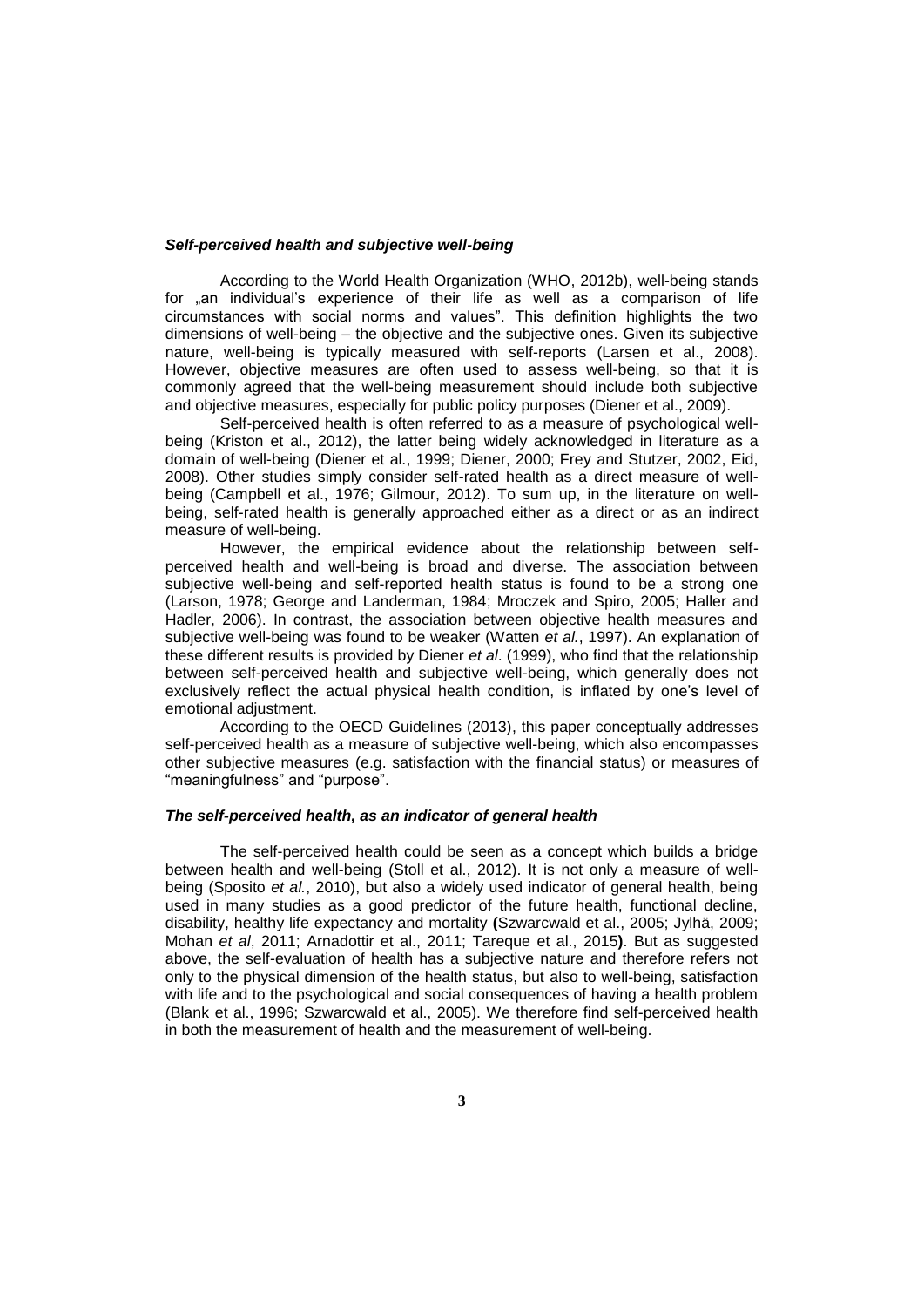### *Self-perceived health and subjective well-being*

According to the World Health Organization (WHO, 2012b), well-being stands for „an individual's experience of their life as well as a comparison of life circumstances with social norms and values". This definition highlights the two dimensions of well-being – the objective and the subjective ones. Given its subjective nature, well-being is typically measured with self-reports (Larsen et al., 2008). However, objective measures are often used to assess well-being, so that it is commonly agreed that the well-being measurement should include both subjective and objective measures, especially for public policy purposes (Diener et al., 2009).

Self-perceived health is often referred to as a measure of psychological well-being (Kriston et al., 2012), the latter being widely acknowledged in literature as a domain of well-being (Diener et al., 1999; Diener, 2000; Frey and Stutzer, 2002, Eid, 2008). Other studies simply consider self-rated health as a direct measure of well-being (Campbell et al., 1976; Gilmour, 2012). To sum up, in the literature on well-being, self-rated health is generally approached either as a direct or as an indirect measure of well-being.

However, the empirical evidence about the relationship between self-perceived health and well-being is broad and diverse. The association between subjective well-being and self-reported health status is found to be a strong one (Larson, 1978; George and Landerman, 1984; Mroczek and Spiro, 2005; Haller and Hadler, 2006). In contrast, the association between objective health measures and subjective well-being was found to be weaker (Watten *et al.*, 1997). An explanation of these different results is provided by Diener *et al*. (1999), who find that the relationship between self-perceived health and subjective well-being, which generally does not exclusively reflect the actual physical health condition, is inflated by one's level of emotional adjustment.

According to the OECD Guidelines (2013), this paper conceptually addresses self-perceived health as a measure of subjective well-being, which also encompasses other subjective measures (e.g. satisfaction with the financial status) or measures of "meaningfulness" and "purpose".

### *The self-perceived health, as an indicator of general health*

The self-perceived health could be seen as a concept which builds a bridge between health and well-being (Stoll et al., 2012). It is not only a measure of well-being (Sposito *et al.*, 2010), but also a widely used indicator of general health, being used in many studies as a good predictor of the future health, functional decline, disability, healthy life expectancy and mortality **(**Szwarcwald et al., 2005; Jylhä, 2009; Mohan *et al*, 2011; Arnadottir et al., 2011; Tareque et al., 2015**)**. But as suggested above, the self-evaluation of health has a subjective nature and therefore refers not only to the physical dimension of the health status, but also to well-being, satisfaction with life and to the psychological and social consequences of having a health problem (Blank et al., 1996; Szwarcwald et al., 2005). We therefore find self-perceived health in both the measurement of health and the measurement of well-being.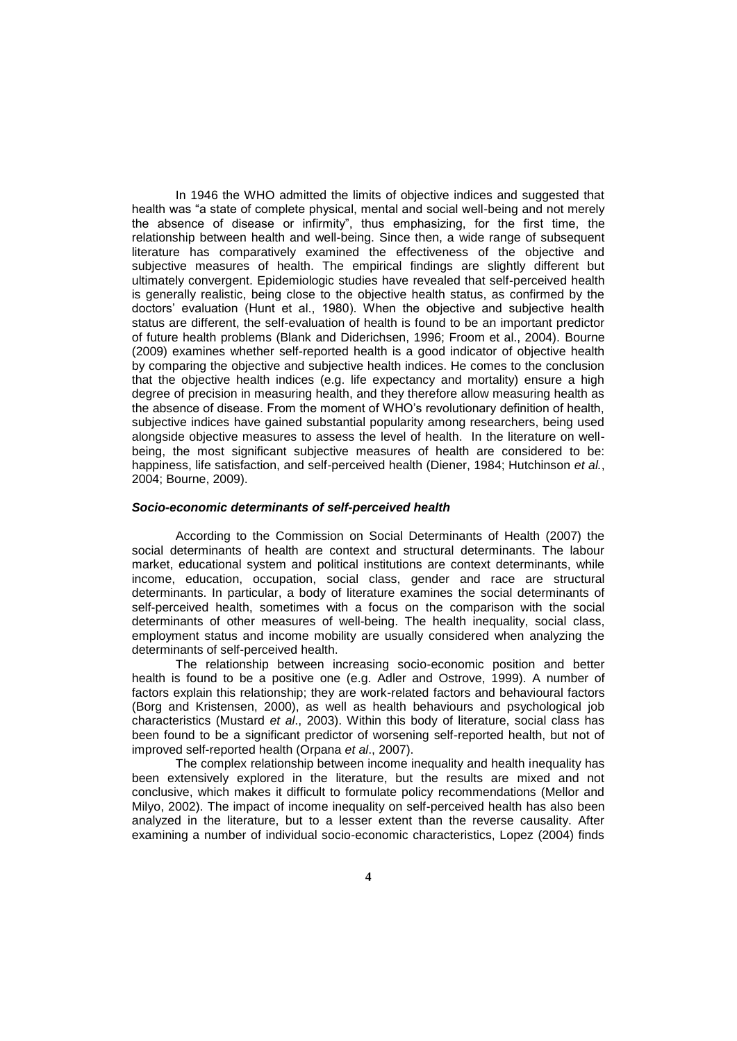In 1946 the WHO admitted the limits of objective indices and suggested that health was "a state of complete physical, mental and social well-being and not merely the absence of disease or infirmity", thus emphasizing, for the first time, the relationship between health and well-being. Since then, a wide range of subsequent literature has comparatively examined the effectiveness of the objective and subjective measures of health. The empirical findings are slightly different but ultimately convergent. Epidemiologic studies have revealed that self-perceived health is generally realistic, being close to the objective health status, as confirmed by the doctors' evaluation (Hunt et al., 1980). When the objective and subjective health status are different, the self-evaluation of health is found to be an important predictor of future health problems (Blank and Diderichsen, 1996; Froom et al., 2004). Bourne (2009) examines whether self-reported health is a good indicator of objective health by comparing the objective and subjective health indices. He comes to the conclusion that the objective health indices (e.g. life expectancy and mortality) ensure a high degree of precision in measuring health, and they therefore allow measuring health as the absence of disease. From the moment of WHO's revolutionary definition of health, subjective indices have gained substantial popularity among researchers, being used alongside objective measures to assess the level of health. In the literature on well-being, the most significant subjective measures of health are considered to be: happiness, life satisfaction, and self-perceived health (Diener, 1984; Hutchinson *et al.*, 2004; Bourne, 2009).

### ***Socio-economic determinants of self-perceived health***

According to the Commission on Social Determinants of Health (2007) the social determinants of health are context and structural determinants. The labour market, educational system and political institutions are context determinants, while income, education, occupation, social class, gender and race are structural determinants. In particular, a body of literature examines the social determinants of self-perceived health, sometimes with a focus on the comparison with the social determinants of other measures of well-being. The health inequality, social class, employment status and income mobility are usually considered when analyzing the determinants of self-perceived health.

The relationship between increasing socio-economic position and better health is found to be a positive one (e.g. Adler and Ostrove, 1999). A number of factors explain this relationship; they are work-related factors and behavioural factors (Borg and Kristensen, 2000), as well as health behaviours and psychological job characteristics (Mustard *et al*., 2003). Within this body of literature, social class has been found to be a significant predictor of worsening self-reported health, but not of improved self-reported health (Orpana *et al*., 2007).

The complex relationship between income inequality and health inequality has been extensively explored in the literature, but the results are mixed and not conclusive, which makes it difficult to formulate policy recommendations (Mellor and Milyo, 2002). The impact of income inequality on self-perceived health has also been analyzed in the literature, but to a lesser extent than the reverse causality. After examining a number of individual socio-economic characteristics, Lopez (2004) finds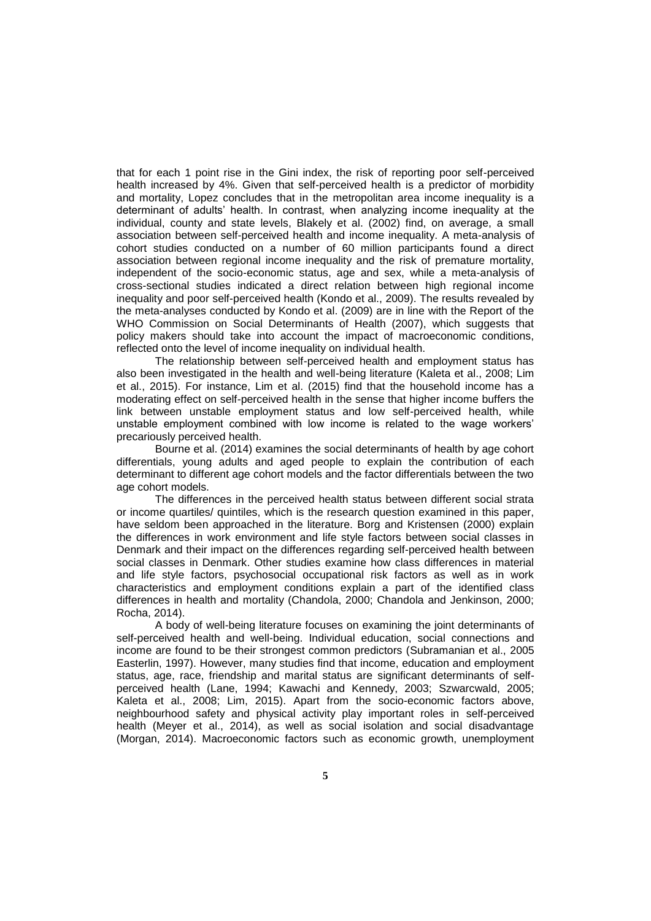that for each 1 point rise in the Gini index, the risk of reporting poor self-perceived health increased by 4%. Given that self-perceived health is a predictor of morbidity and mortality, Lopez concludes that in the metropolitan area income inequality is a determinant of adults' health. In contrast, when analyzing income inequality at the individual, county and state levels, Blakely et al. (2002) find, on average, a small association between self-perceived health and income inequality. A meta-analysis of cohort studies conducted on a number of 60 million participants found a direct association between regional income inequality and the risk of premature mortality, independent of the socio-economic status, age and sex, while a meta-analysis of cross-sectional studies indicated a direct relation between high regional income inequality and poor self-perceived health (Kondo et al., 2009). The results revealed by the meta-analyses conducted by Kondo et al. (2009) are in line with the Report of the WHO Commission on Social Determinants of Health (2007), which suggests that policy makers should take into account the impact of macroeconomic conditions, reflected onto the level of income inequality on individual health.

The relationship between self-perceived health and employment status has also been investigated in the health and well-being literature (Kaleta et al., 2008; Lim et al., 2015). For instance, Lim et al. (2015) find that the household income has a moderating effect on self-perceived health in the sense that higher income buffers the link between unstable employment status and low self-perceived health, while unstable employment combined with low income is related to the wage workers' precariously perceived health.

Bourne et al. (2014) examines the social determinants of health by age cohort differentials, young adults and aged people to explain the contribution of each determinant to different age cohort models and the factor differentials between the two age cohort models.

The differences in the perceived health status between different social strata or income quartiles/ quintiles, which is the research question examined in this paper, have seldom been approached in the literature. Borg and Kristensen (2000) explain the differences in work environment and life style factors between social classes in Denmark and their impact on the differences regarding self-perceived health between social classes in Denmark. Other studies examine how class differences in material and life style factors, psychosocial occupational risk factors as well as in work characteristics and employment conditions explain a part of the identified class differences in health and mortality (Chandola, 2000; Chandola and Jenkinson, 2000; Rocha, 2014).

A body of well-being literature focuses on examining the joint determinants of self-perceived health and well-being. Individual education, social connections and income are found to be their strongest common predictors (Subramanian et al., 2005 Easterlin, 1997). However, many studies find that income, education and employment status, age, race, friendship and marital status are significant determinants of self-perceived health (Lane, 1994; Kawachi and Kennedy, 2003; Szwarcwald, 2005; Kaleta et al., 2008; Lim, 2015). Apart from the socio-economic factors above, neighbourhood safety and physical activity play important roles in self-perceived health (Meyer et al., 2014), as well as social isolation and social disadvantage (Morgan, 2014). Macroeconomic factors such as economic growth, unemployment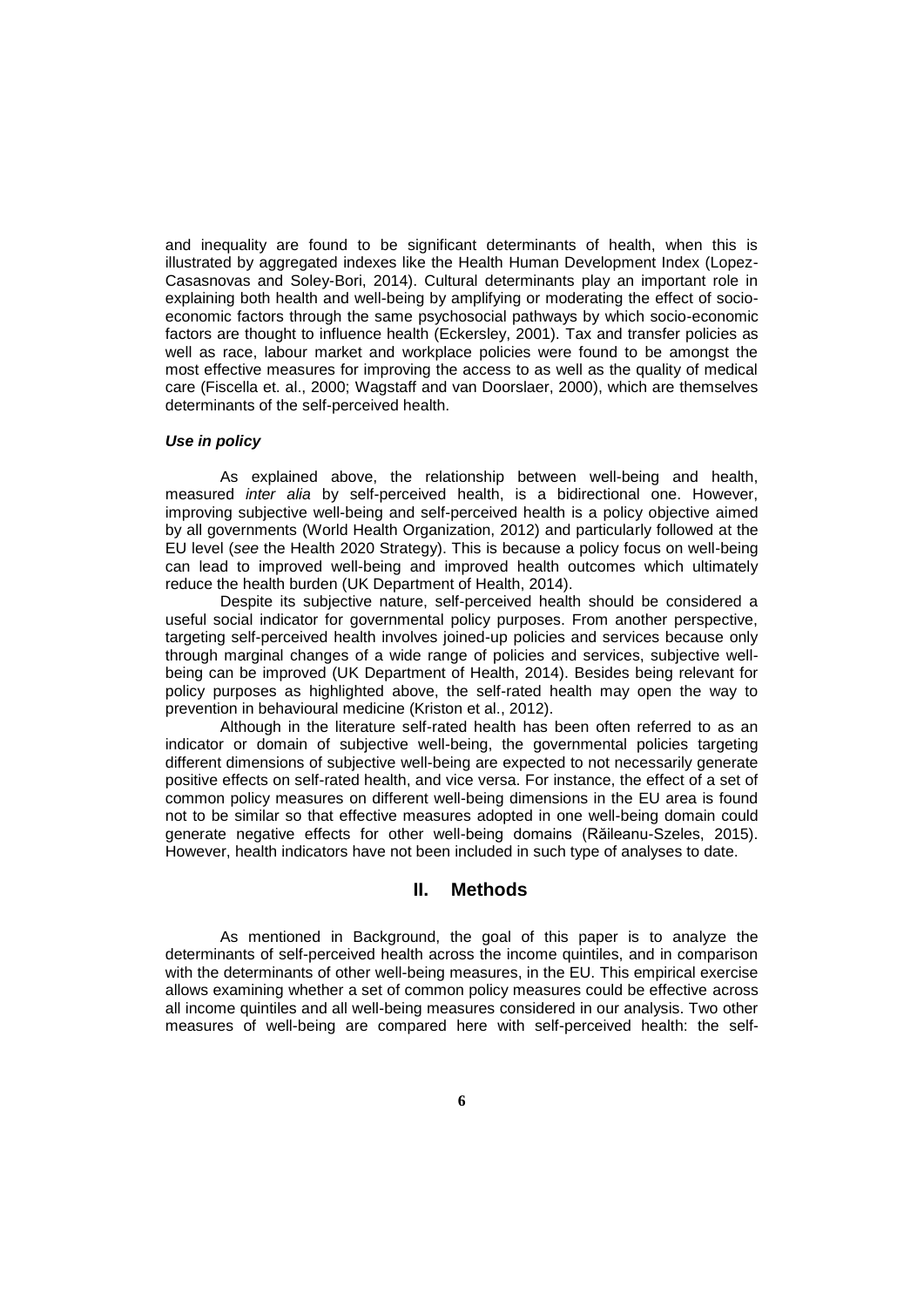and inequality are found to be significant determinants of health, when this is illustrated by aggregated indexes like the Health Human Development Index (Lopez-Casasnovas and Soley-Bori, 2014). Cultural determinants play an important role in explaining both health and well-being by amplifying or moderating the effect of socio-economic factors through the same psychosocial pathways by which socio-economic factors are thought to influence health (Eckersley, 2001). Tax and transfer policies as well as race, labour market and workplace policies were found to be amongst the most effective measures for improving the access to as well as the quality of medical care (Fiscella et. al., 2000; Wagstaff and van Doorslaer, 2000), which are themselves determinants of the self-perceived health.

***Use in policy***

As explained above, the relationship between well-being and health, measured *inter alia* by self-perceived health, is a bidirectional one. However, improving subjective well-being and self-perceived health is a policy objective aimed by all governments (World Health Organization, 2012) and particularly followed at the EU level (*see* the Health 2020 Strategy). This is because a policy focus on well-being can lead to improved well-being and improved health outcomes which ultimately reduce the health burden (UK Department of Health, 2014).

Despite its subjective nature, self-perceived health should be considered a useful social indicator for governmental policy purposes. From another perspective, targeting self-perceived health involves joined-up policies and services because only through marginal changes of a wide range of policies and services, subjective well-being can be improved (UK Department of Health, 2014). Besides being relevant for policy purposes as highlighted above, the self-rated health may open the way to prevention in behavioural medicine (Kriston et al., 2012).

Although in the literature self-rated health has been often referred to as an indicator or domain of subjective well-being, the governmental policies targeting different dimensions of subjective well-being are expected to not necessarily generate positive effects on self-rated health, and vice versa. For instance, the effect of a set of common policy measures on different well-being dimensions in the EU area is found not to be similar so that effective measures adopted in one well-being domain could generate negative effects for other well-being domains (Răileanu-Szeles, 2015). However, health indicators have not been included in such type of analyses to date.

## II. Methods

As mentioned in Background, the goal of this paper is to analyze the determinants of self-perceived health across the income quintiles, and in comparison with the determinants of other well-being measures, in the EU. This empirical exercise allows examining whether a set of common policy measures could be effective across all income quintiles and all well-being measures considered in our analysis. Two other measures of well-being are compared here with self-perceived health: the self-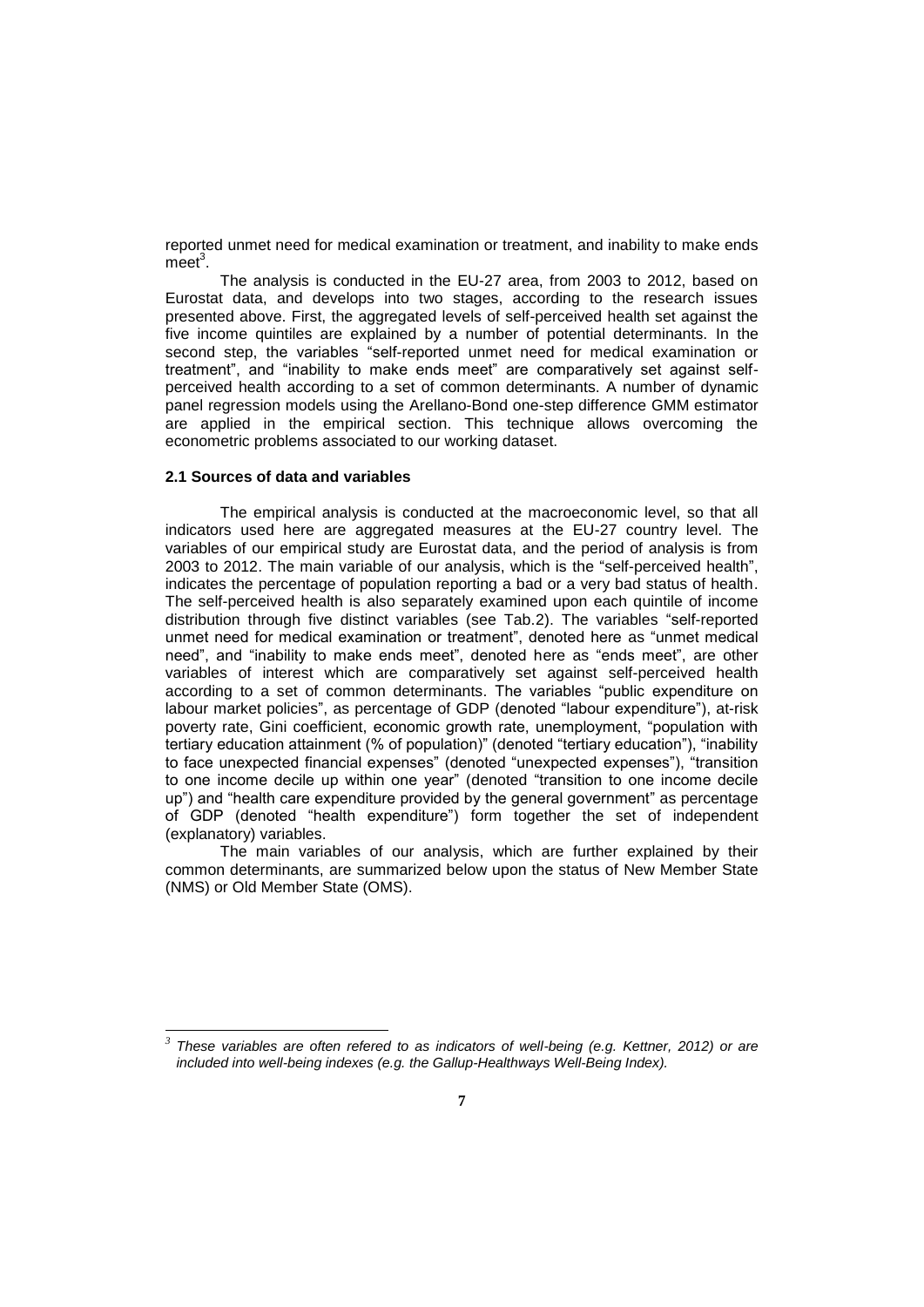reported unmet need for medical examination or treatment, and inability to make ends meet[3].

The analysis is conducted in the EU-27 area, from 2003 to 2012, based on Eurostat data, and develops into two stages, according to the research issues presented above. First, the aggregated levels of self-perceived health set against the five income quintiles are explained by a number of potential determinants. In the second step, the variables "self-reported unmet need for medical examination or treatment", and "inability to make ends meet" are comparatively set against self-perceived health according to a set of common determinants. A number of dynamic panel regression models using the Arellano-Bond one-step difference GMM estimator are applied in the empirical section. This technique allows overcoming the econometric problems associated to our working dataset.

### 2.1 Sources of data and variables

The empirical analysis is conducted at the macroeconomic level, so that all indicators used here are aggregated measures at the EU-27 country level. The variables of our empirical study are Eurostat data, and the period of analysis is from 2003 to 2012. The main variable of our analysis, which is the "self-perceived health", indicates the percentage of population reporting a bad or a very bad status of health. The self-perceived health is also separately examined upon each quintile of income distribution through five distinct variables (see Tab.2). The variables "self-reported unmet need for medical examination or treatment", denoted here as "unmet medical need", and "inability to make ends meet", denoted here as "ends meet", are other variables of interest which are comparatively set against self-perceived health according to a set of common determinants. The variables "public expenditure on labour market policies", as percentage of GDP (denoted "labour expenditure"), at-risk poverty rate, Gini coefficient, economic growth rate, unemployment, "population with tertiary education attainment (% of population)" (denoted "tertiary education"), "inability to face unexpected financial expenses" (denoted "unexpected expenses"), "transition to one income decile up within one year" (denoted "transition to one income decile up") and "health care expenditure provided by the general government" as percentage of GDP (denoted "health expenditure") form together the set of independent (explanatory) variables.

The main variables of our analysis, which are further explained by their common determinants, are summarized below upon the status of New Member State (NMS) or Old Member State (OMS).

---

[3] *These variables are often refered to as indicators of well-being (e.g. Kettner, 2012) or are included into well-being indexes (e.g. the Gallup-Healthways Well-Being Index).*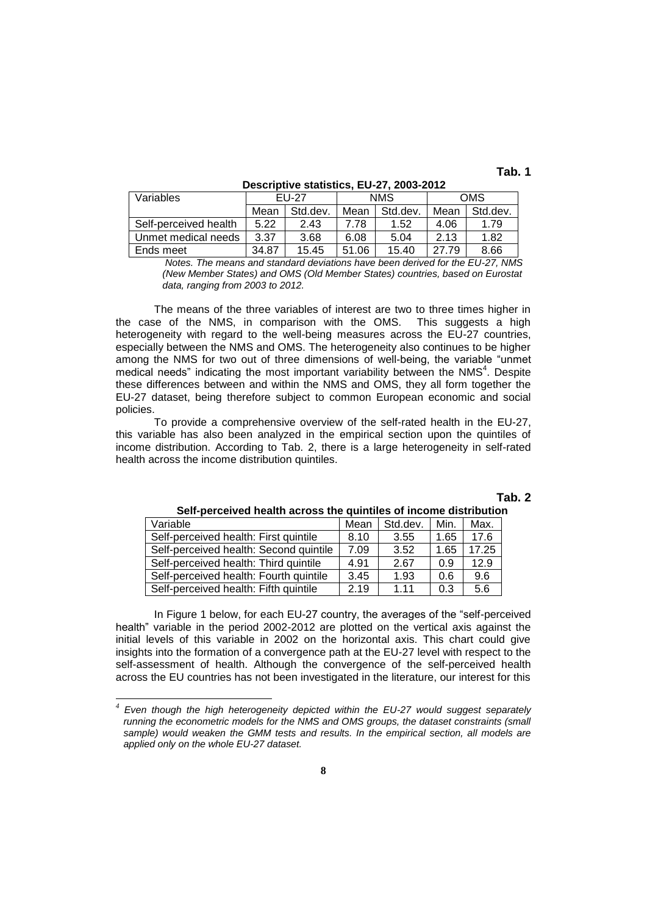**Tab. 1**

**Descriptive statistics, EU-27, 2003-2012**

| Variables | EU-27 | | NMS | | OMS | |
|---|---|---|---|---|---|---|
| | Mean | Std.dev. | Mean | Std.dev. | Mean | Std.dev. |
| Self-perceived health | 5.22 | 2.43 | 7.78 | 1.52 | 4.06 | 1.79 |
| Unmet medical needs | 3.37 | 3.68 | 6.08 | 5.04 | 2.13 | 1.82 |
| Ends meet | 34.87 | 15.45 | 51.06 | 15.40 | 27.79 | 8.66 |

*Notes. The means and standard deviations have been derived for the EU-27, NMS (New Member States) and OMS (Old Member States) countries, based on Eurostat data, ranging from 2003 to 2012.*

The means of the three variables of interest are two to three times higher in the case of the NMS, in comparison with the OMS. This suggests a high heterogeneity with regard to the well-being measures across the EU-27 countries, especially between the NMS and OMS. The heterogeneity also continues to be higher among the NMS for two out of three dimensions of well-being, the variable "unmet medical needs" indicating the most important variability between the NMS[4]. Despite these differences between and within the NMS and OMS, they all form together the EU-27 dataset, being therefore subject to common European economic and social policies.

To provide a comprehensive overview of the self-rated health in the EU-27, this variable has also been analyzed in the empirical section upon the quintiles of income distribution. According to Tab. 2, there is a large heterogeneity in self-rated health across the income distribution quintiles.

**Tab. 2**

**Self-perceived health across the quintiles of income distribution**

| Variable | Mean | Std.dev. | Min. | Max. |
|---|---|---|---|---|
| Self-perceived health: First quintile | 8.10 | 3.55 | 1.65 | 17.6 |
| Self-perceived health: Second quintile | 7.09 | 3.52 | 1.65 | 17.25 |
| Self-perceived health: Third quintile | 4.91 | 2.67 | 0.9 | 12.9 |
| Self-perceived health: Fourth quintile | 3.45 | 1.93 | 0.6 | 9.6 |
| Self-perceived health: Fifth quintile | 2.19 | 1.11 | 0.3 | 5.6 |

In Figure 1 below, for each EU-27 country, the averages of the "self-perceived health" variable in the period 2002-2012 are plotted on the vertical axis against the initial levels of this variable in 2002 on the horizontal axis. This chart could give insights into the formation of a convergence path at the EU-27 level with respect to the self-assessment of health. Although the convergence of the self-perceived health across the EU countries has not been investigated in the literature, our interest for this

---

[4] *Even though the high heterogeneity depicted within the EU-27 would suggest separately running the econometric models for the NMS and OMS groups, the dataset constraints (small sample) would weaken the GMM tests and results. In the empirical section, all models are applied only on the whole EU-27 dataset.*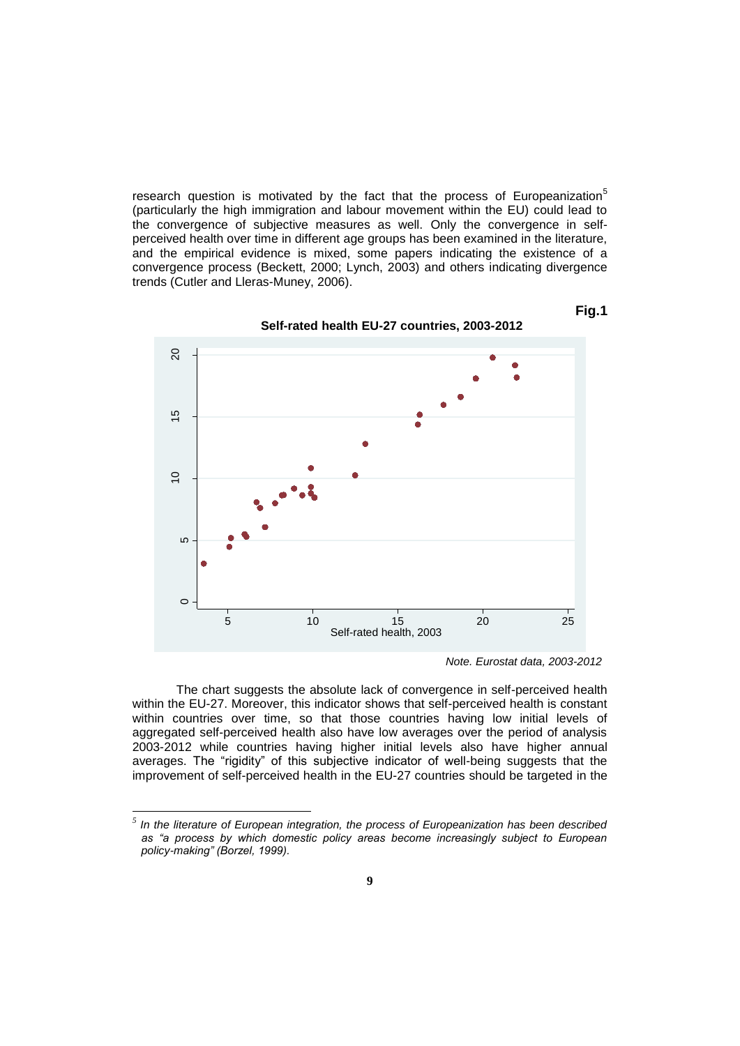research question is motivated by the fact that the process of Europeanization[5] (particularly the high immigration and labour movement within the EU) could lead to the convergence of subjective measures as well. Only the convergence in self-perceived health over time in different age groups has been examined in the literature, and the empirical evidence is mixed, some papers indicating the existence of a convergence process (Beckett, 2000; Lynch, 2003) and others indicating divergence trends (Cutler and Lleras-Muney, 2006).

**Fig.1**

**Self-rated health EU-27 countries, 2003-2012**

*Note. Eurostat data, 2003-2012*

The chart suggests the absolute lack of convergence in self-perceived health within the EU-27. Moreover, this indicator shows that self-perceived health is constant within countries over time, so that those countries having low initial levels of aggregated self-perceived health also have low averages over the period of analysis 2003-2012 while countries having higher initial levels also have higher annual averages. The "rigidity" of this subjective indicator of well-being suggests that the improvement of self-perceived health in the EU-27 countries should be targeted in the

---

[5] *In the literature of European integration, the process of Europeanization has been described as "a process by which domestic policy areas become increasingly subject to European policy-making" (Borzel, 1999).*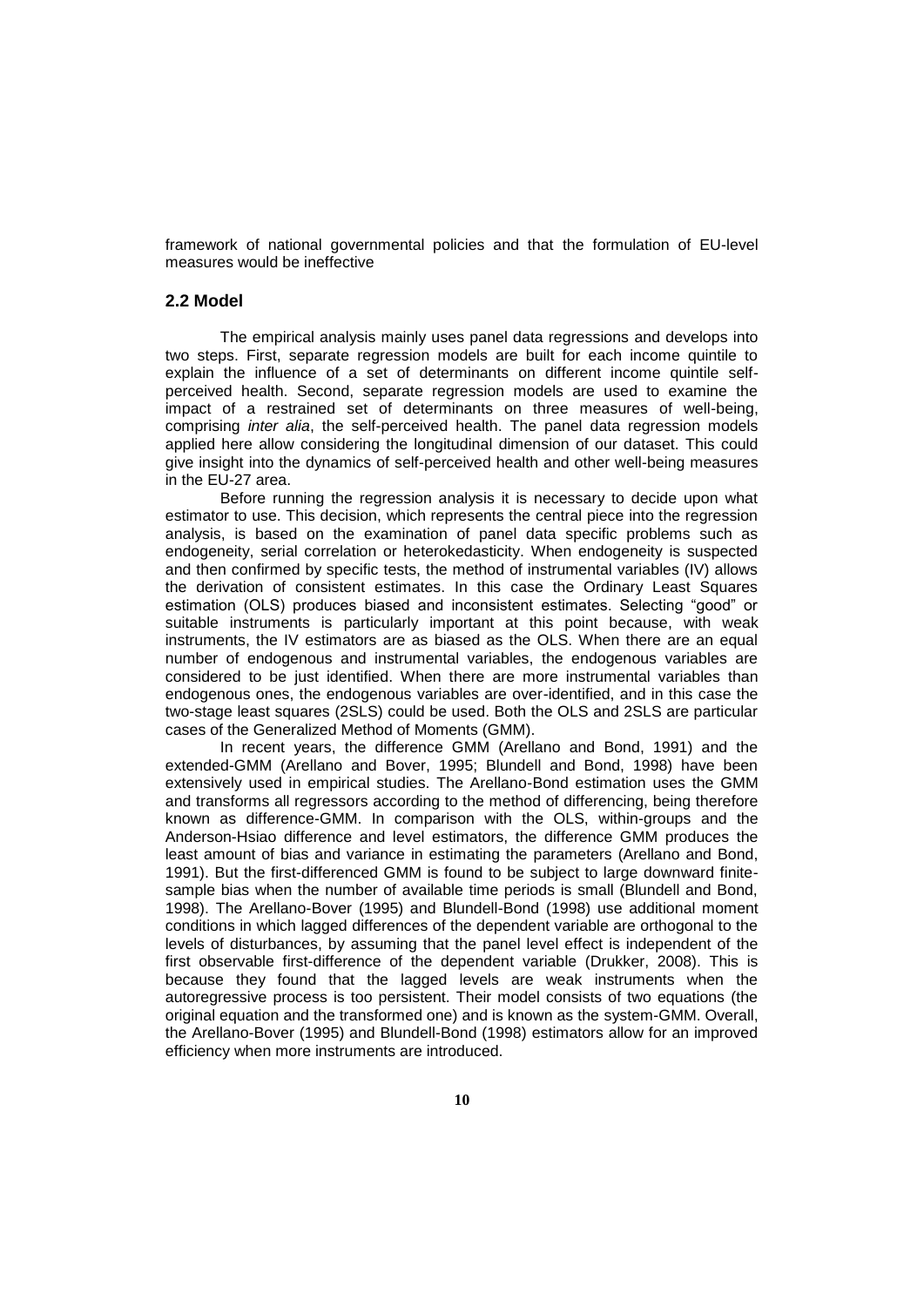framework of national governmental policies and that the formulation of EU-level measures would be ineffective

## 2.2 Model

The empirical analysis mainly uses panel data regressions and develops into two steps. First, separate regression models are built for each income quintile to explain the influence of a set of determinants on different income quintile self-perceived health. Second, separate regression models are used to examine the impact of a restrained set of determinants on three measures of well-being, comprising *inter alia*, the self-perceived health. The panel data regression models applied here allow considering the longitudinal dimension of our dataset. This could give insight into the dynamics of self-perceived health and other well-being measures in the EU-27 area.

Before running the regression analysis it is necessary to decide upon what estimator to use. This decision, which represents the central piece into the regression analysis, is based on the examination of panel data specific problems such as endogeneity, serial correlation or heterokedasticity. When endogeneity is suspected and then confirmed by specific tests, the method of instrumental variables (IV) allows the derivation of consistent estimates. In this case the Ordinary Least Squares estimation (OLS) produces biased and inconsistent estimates. Selecting "good" or suitable instruments is particularly important at this point because, with weak instruments, the IV estimators are as biased as the OLS. When there are an equal number of endogenous and instrumental variables, the endogenous variables are considered to be just identified. When there are more instrumental variables than endogenous ones, the endogenous variables are over-identified, and in this case the two-stage least squares (2SLS) could be used. Both the OLS and 2SLS are particular cases of the Generalized Method of Moments (GMM).

In recent years, the difference GMM (Arellano and Bond, 1991) and the extended-GMM (Arellano and Bover, 1995; Blundell and Bond, 1998) have been extensively used in empirical studies. The Arellano-Bond estimation uses the GMM and transforms all regressors according to the method of differencing, being therefore known as difference-GMM. In comparison with the OLS, within-groups and the Anderson-Hsiao difference and level estimators, the difference GMM produces the least amount of bias and variance in estimating the parameters (Arellano and Bond, 1991). But the first-differenced GMM is found to be subject to large downward finite-sample bias when the number of available time periods is small (Blundell and Bond, 1998). The Arellano-Bover (1995) and Blundell-Bond (1998) use additional moment conditions in which lagged differences of the dependent variable are orthogonal to the levels of disturbances, by assuming that the panel level effect is independent of the first observable first-difference of the dependent variable (Drukker, 2008). This is because they found that the lagged levels are weak instruments when the autoregressive process is too persistent. Their model consists of two equations (the original equation and the transformed one) and is known as the system-GMM. Overall, the Arellano-Bover (1995) and Blundell-Bond (1998) estimators allow for an improved efficiency when more instruments are introduced.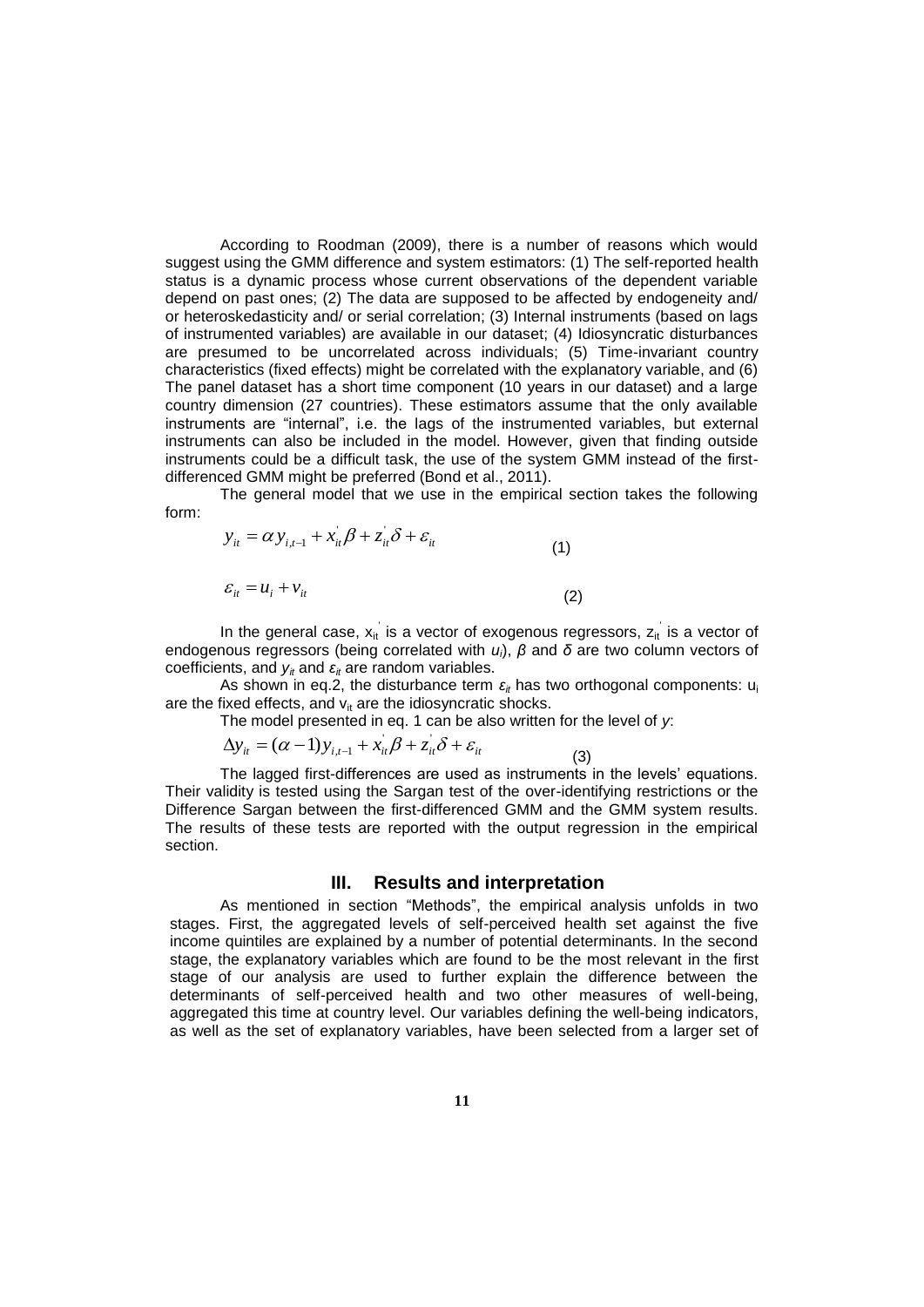According to Roodman (2009), there is a number of reasons which would suggest using the GMM difference and system estimators: (1) The self-reported health status is a dynamic process whose current observations of the dependent variable depend on past ones; (2) The data are supposed to be affected by endogeneity and/ or heteroskedasticity and/ or serial correlation; (3) Internal instruments (based on lags of instrumented variables) are available in our dataset; (4) Idiosyncratic disturbances are presumed to be uncorrelated across individuals; (5) Time-invariant country characteristics (fixed effects) might be correlated with the explanatory variable, and (6) The panel dataset has a short time component (10 years in our dataset) and a large country dimension (27 countries). These estimators assume that the only available instruments are "internal", i.e. the lags of the instrumented variables, but external instruments can also be included in the model. However, given that finding outside instruments could be a difficult task, the use of the system GMM instead of the first-differenced GMM might be preferred (Bond et al., 2011).

The general model that we use in the empirical section takes the following form:

$$y_{it} = \alpha y_{i,t-1} + x_{it}^{'}\beta + z_{it}^{'}\delta + \varepsilon_{it} \tag{1}$$

$$\varepsilon_{it} = u_i + v_{it} \tag{2}$$

In the general case, $x_{it}^{'}$ is a vector of exogenous regressors, $z_{it}^{'}$ is a vector of endogenous regressors (being correlated with $u_i$), $\beta$ and $\delta$ are two column vectors of coefficients, and $y_{it}$ and $\varepsilon_{it}$ are random variables.

As shown in eq.2, the disturbance term $\varepsilon_{it}$ has two orthogonal components: $u_i$ are the fixed effects, and $v_{it}$ are the idiosyncratic shocks.

The model presented in eq. 1 can be also written for the level of *y*:

$$\Delta y_{it} = (\alpha - 1) y_{i,t-1} + x_{it}^{'}\beta + z_{it}^{'}\delta + \varepsilon_{it} \tag{3}$$

The lagged first-differences are used as instruments in the levels' equations. Their validity is tested using the Sargan test of the over-identifying restrictions or the Difference Sargan between the first-differenced GMM and the GMM system results. The results of these tests are reported with the output regression in the empirical section.

## III. Results and interpretation

As mentioned in section "Methods", the empirical analysis unfolds in two stages. First, the aggregated levels of self-perceived health set against the five income quintiles are explained by a number of potential determinants. In the second stage, the explanatory variables which are found to be the most relevant in the first stage of our analysis are used to further explain the difference between the determinants of self-perceived health and two other measures of well-being, aggregated this time at country level. Our variables defining the well-being indicators, as well as the set of explanatory variables, have been selected from a larger set of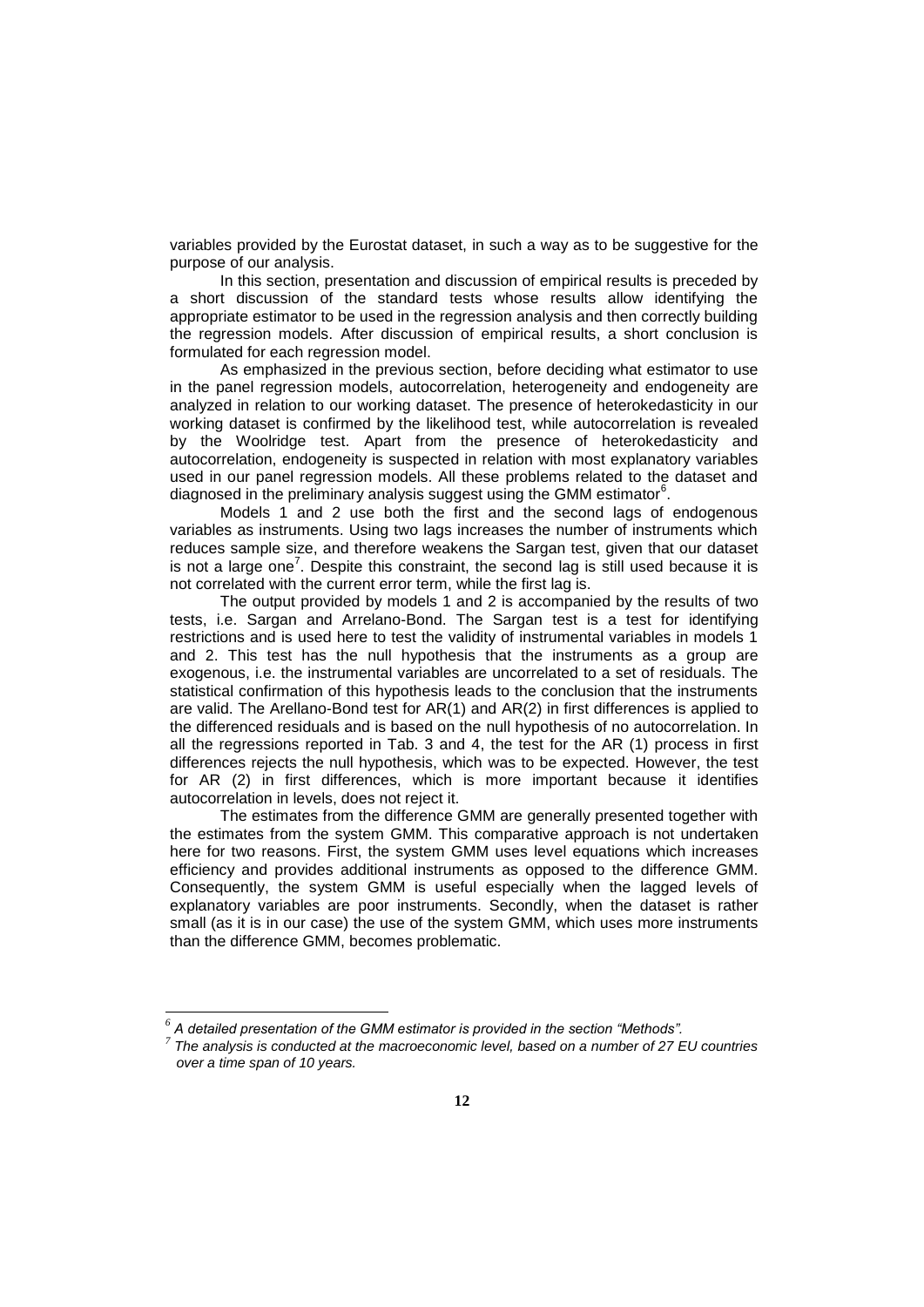variables provided by the Eurostat dataset, in such a way as to be suggestive for the purpose of our analysis.

In this section, presentation and discussion of empirical results is preceded by a short discussion of the standard tests whose results allow identifying the appropriate estimator to be used in the regression analysis and then correctly building the regression models. After discussion of empirical results, a short conclusion is formulated for each regression model.

As emphasized in the previous section, before deciding what estimator to use in the panel regression models, autocorrelation, heterogeneity and endogeneity are analyzed in relation to our working dataset. The presence of heterokedasticity in our working dataset is confirmed by the likelihood test, while autocorrelation is revealed by the Woolridge test. Apart from the presence of heterokedasticity and autocorrelation, endogeneity is suspected in relation with most explanatory variables used in our panel regression models. All these problems related to the dataset and diagnosed in the preliminary analysis suggest using the GMM estimator[6].

Models 1 and 2 use both the first and the second lags of endogenous variables as instruments. Using two lags increases the number of instruments which reduces sample size, and therefore weakens the Sargan test, given that our dataset is not a large one[7]. Despite this constraint, the second lag is still used because it is not correlated with the current error term, while the first lag is.

The output provided by models 1 and 2 is accompanied by the results of two tests, i.e. Sargan and Arrelano-Bond. The Sargan test is a test for identifying restrictions and is used here to test the validity of instrumental variables in models 1 and 2. This test has the null hypothesis that the instruments as a group are exogenous, i.e. the instrumental variables are uncorrelated to a set of residuals. The statistical confirmation of this hypothesis leads to the conclusion that the instruments are valid. The Arellano-Bond test for AR(1) and AR(2) in first differences is applied to the differenced residuals and is based on the null hypothesis of no autocorrelation. In all the regressions reported in Tab. 3 and 4, the test for the AR (1) process in first differences rejects the null hypothesis, which was to be expected. However, the test for AR (2) in first differences, which is more important because it identifies autocorrelation in levels, does not reject it.

The estimates from the difference GMM are generally presented together with the estimates from the system GMM. This comparative approach is not undertaken here for two reasons. First, the system GMM uses level equations which increases efficiency and provides additional instruments as opposed to the difference GMM. Consequently, the system GMM is useful especially when the lagged levels of explanatory variables are poor instruments. Secondly, when the dataset is rather small (as it is in our case) the use of the system GMM, which uses more instruments than the difference GMM, becomes problematic.

---

[6] *A detailed presentation of the GMM estimator is provided in the section "Methods".*

[7] *The analysis is conducted at the macroeconomic level, based on a number of 27 EU countries over a time span of 10 years.*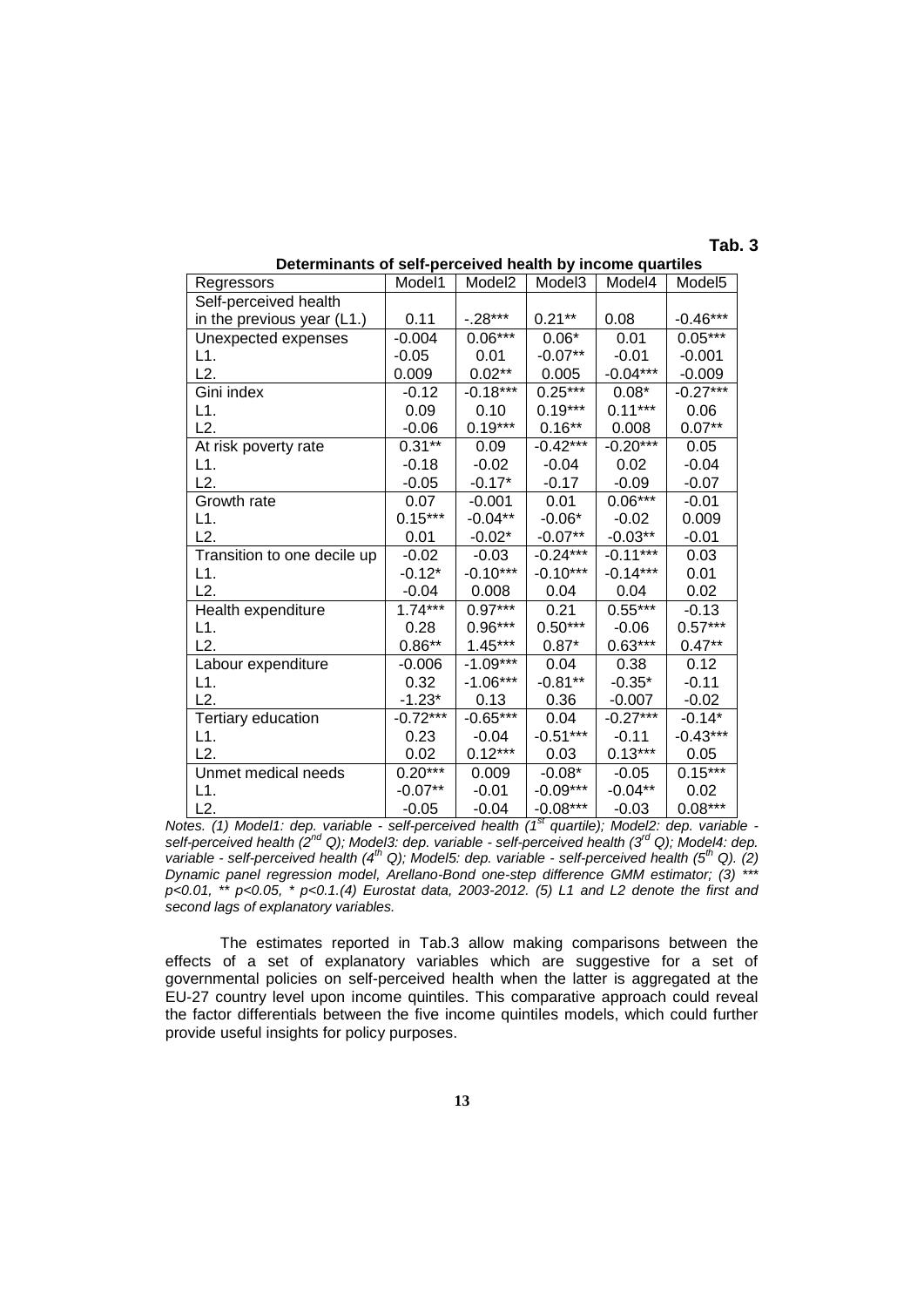**Tab. 3**

**Determinants of self-perceived health by income quartiles**

| Regressors | Model1 | Model2 | Model3 | Model4 | Model5 |
|---|---|---|---|---|---|
| Self-perceived health in the previous year (L1.) | 0.11 | -.28*** | 0.21** | 0.08 | -0.46*** |
| Unexpected expenses | -0.004 | 0.06*** | 0.06* | 0.01 | 0.05*** |
| L1. | -0.05 | 0.01 | -0.07** | -0.01 | -0.001 |
| L2. | 0.009 | 0.02** | 0.005 | -0.04*** | -0.009 |
| Gini index | -0.12 | -0.18*** | 0.25*** | 0.08* | -0.27*** |
| L1. | 0.09 | 0.10 | 0.19*** | 0.11*** | 0.06 |
| L2. | -0.06 | 0.19*** | 0.16** | 0.008 | 0.07** |
| At risk poverty rate | 0.31** | 0.09 | -0.42*** | -0.20*** | 0.05 |
| L1. | -0.18 | -0.02 | -0.04 | 0.02 | -0.04 |
| L2. | -0.05 | -0.17* | -0.17 | -0.09 | -0.07 |
| Growth rate | 0.07 | -0.001 | 0.01 | 0.06*** | -0.01 |
| L1. | 0.15*** | -0.04** | -0.06* | -0.02 | 0.009 |
| L2. | 0.01 | -0.02* | -0.07** | -0.03** | -0.01 |
| Transition to one decile up | -0.02 | -0.03 | -0.24*** | -0.11*** | 0.03 |
| L1. | -0.12* | -0.10*** | -0.10*** | -0.14*** | 0.01 |
| L2. | -0.04 | 0.008 | 0.04 | 0.04 | 0.02 |
| Health expenditure | 1.74*** | 0.97*** | 0.21 | 0.55*** | -0.13 |
| L1. | 0.28 | 0.96*** | 0.50*** | -0.06 | 0.57*** |
| L2. | 0.86** | 1.45*** | 0.87* | 0.63*** | 0.47** |
| Labour expenditure | -0.006 | -1.09*** | 0.04 | 0.38 | 0.12 |
| L1. | 0.32 | -1.06*** | -0.81** | -0.35* | -0.11 |
| L2. | -1.23* | 0.13 | 0.36 | -0.007 | -0.02 |
| Tertiary education | -0.72*** | -0.65*** | 0.04 | -0.27*** | -0.14* |
| L1. | 0.23 | -0.04 | -0.51*** | -0.11 | -0.43*** |
| L2. | 0.02 | 0.12*** | 0.03 | 0.13*** | 0.05 |
| Unmet medical needs | 0.20*** | 0.009 | -0.08* | -0.05 | 0.15*** |
| L1. | -0.07** | -0.01 | -0.09*** | -0.04** | 0.02 |
| L2. | -0.05 | -0.04 | -0.08*** | -0.03 | 0.08*** |

*Notes. (1) Model1: dep. variable - self-perceived health (1st quartile); Model2: dep. variable - self-perceived health (2nd Q); Model3: dep. variable - self-perceived health (3rd Q); Model4: dep. variable - self-perceived health (4th Q); Model5: dep. variable - self-perceived health (5th Q). (2) Dynamic panel regression model, Arellano-Bond one-step difference GMM estimator; (3) *** p<0.01, ** p<0.05, * p<0.1.(4) Eurostat data, 2003-2012. (5) L1 and L2 denote the first and second lags of explanatory variables.*

The estimates reported in Tab.3 allow making comparisons between the effects of a set of explanatory variables which are suggestive for a set of governmental policies on self-perceived health when the latter is aggregated at the EU-27 country level upon income quintiles. This comparative approach could reveal the factor differentials between the five income quintiles models, which could further provide useful insights for policy purposes.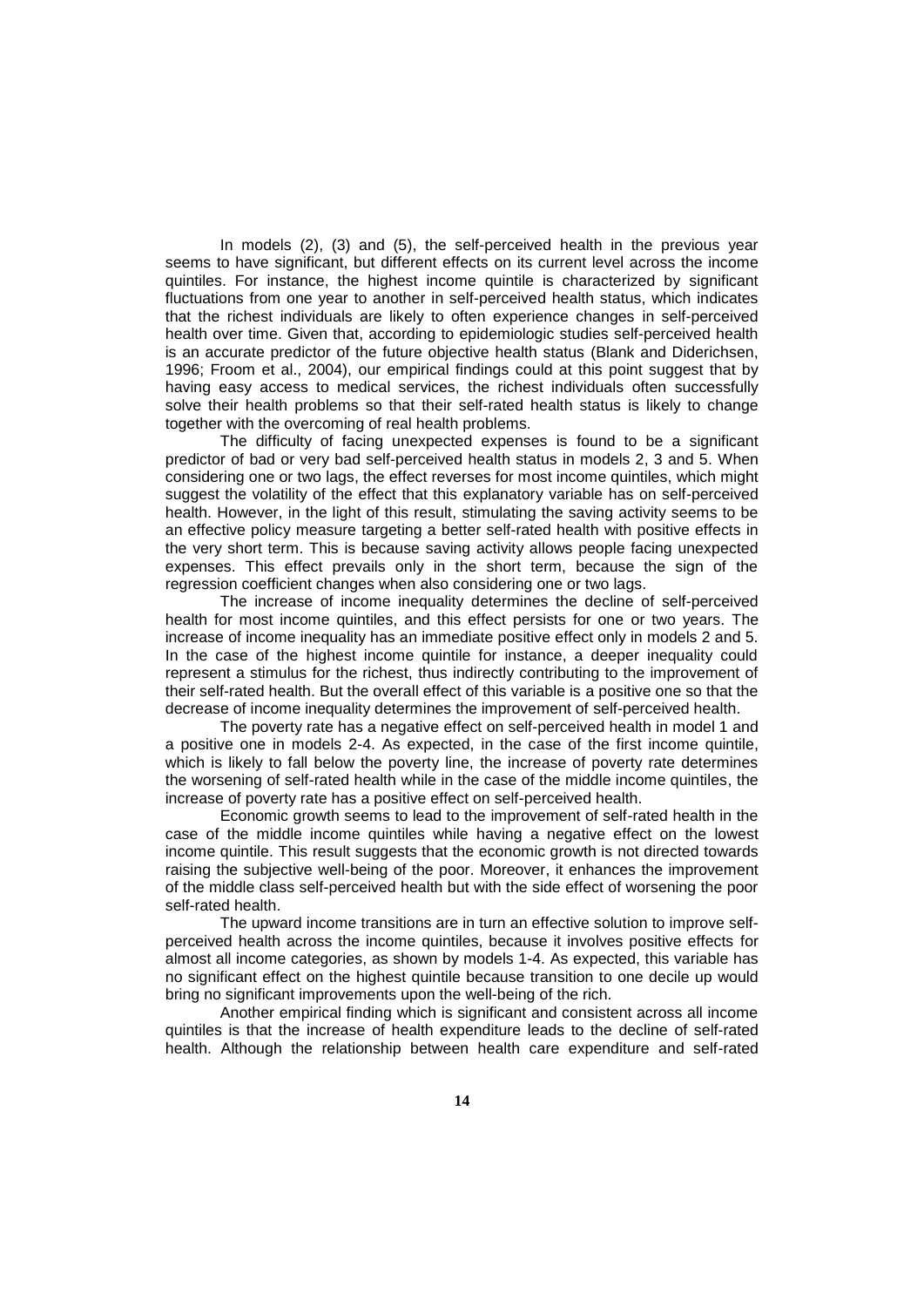In models (2), (3) and (5), the self-perceived health in the previous year seems to have significant, but different effects on its current level across the income quintiles. For instance, the highest income quintile is characterized by significant fluctuations from one year to another in self-perceived health status, which indicates that the richest individuals are likely to often experience changes in self-perceived health over time. Given that, according to epidemiologic studies self-perceived health is an accurate predictor of the future objective health status (Blank and Diderichsen, 1996; Froom et al., 2004), our empirical findings could at this point suggest that by having easy access to medical services, the richest individuals often successfully solve their health problems so that their self-rated health status is likely to change together with the overcoming of real health problems.

The difficulty of facing unexpected expenses is found to be a significant predictor of bad or very bad self-perceived health status in models 2, 3 and 5. When considering one or two lags, the effect reverses for most income quintiles, which might suggest the volatility of the effect that this explanatory variable has on self-perceived health. However, in the light of this result, stimulating the saving activity seems to be an effective policy measure targeting a better self-rated health with positive effects in the very short term. This is because saving activity allows people facing unexpected expenses. This effect prevails only in the short term, because the sign of the regression coefficient changes when also considering one or two lags.

The increase of income inequality determines the decline of self-perceived health for most income quintiles, and this effect persists for one or two years. The increase of income inequality has an immediate positive effect only in models 2 and 5. In the case of the highest income quintile for instance, a deeper inequality could represent a stimulus for the richest, thus indirectly contributing to the improvement of their self-rated health. But the overall effect of this variable is a positive one so that the decrease of income inequality determines the improvement of self-perceived health.

The poverty rate has a negative effect on self-perceived health in model 1 and a positive one in models 2-4. As expected, in the case of the first income quintile, which is likely to fall below the poverty line, the increase of poverty rate determines the worsening of self-rated health while in the case of the middle income quintiles, the increase of poverty rate has a positive effect on self-perceived health.

Economic growth seems to lead to the improvement of self-rated health in the case of the middle income quintiles while having a negative effect on the lowest income quintile. This result suggests that the economic growth is not directed towards raising the subjective well-being of the poor. Moreover, it enhances the improvement of the middle class self-perceived health but with the side effect of worsening the poor self-rated health.

The upward income transitions are in turn an effective solution to improve self-perceived health across the income quintiles, because it involves positive effects for almost all income categories, as shown by models 1-4. As expected, this variable has no significant effect on the highest quintile because transition to one decile up would bring no significant improvements upon the well-being of the rich.

Another empirical finding which is significant and consistent across all income quintiles is that the increase of health expenditure leads to the decline of self-rated health. Although the relationship between health care expenditure and self-rated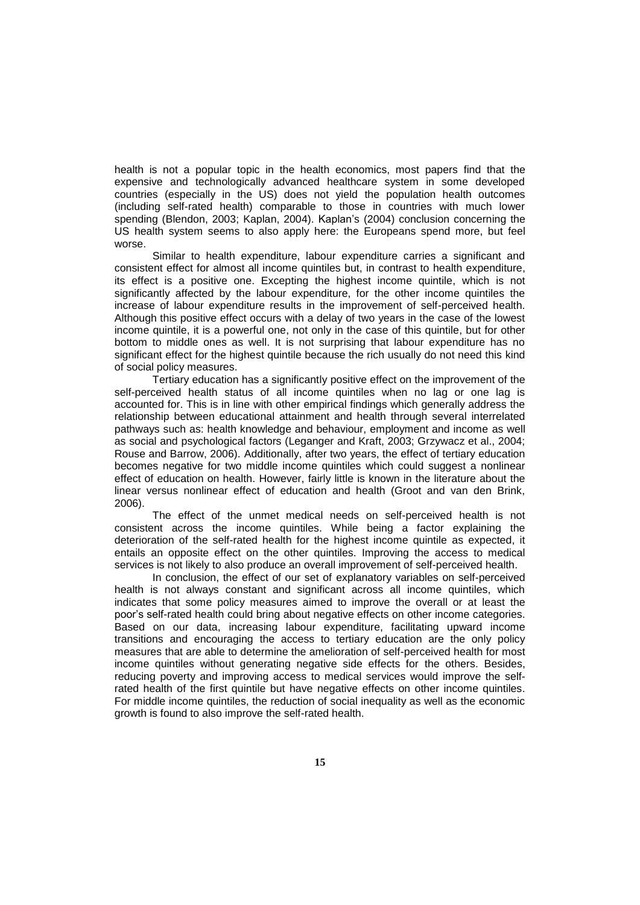health is not a popular topic in the health economics, most papers find that the expensive and technologically advanced healthcare system in some developed countries (especially in the US) does not yield the population health outcomes (including self-rated health) comparable to those in countries with much lower spending (Blendon, 2003; Kaplan, 2004). Kaplan's (2004) conclusion concerning the US health system seems to also apply here: the Europeans spend more, but feel worse.

Similar to health expenditure, labour expenditure carries a significant and consistent effect for almost all income quintiles but, in contrast to health expenditure, its effect is a positive one. Excepting the highest income quintile, which is not significantly affected by the labour expenditure, for the other income quintiles the increase of labour expenditure results in the improvement of self-perceived health. Although this positive effect occurs with a delay of two years in the case of the lowest income quintile, it is a powerful one, not only in the case of this quintile, but for other bottom to middle ones as well. It is not surprising that labour expenditure has no significant effect for the highest quintile because the rich usually do not need this kind of social policy measures.

Tertiary education has a significantly positive effect on the improvement of the self-perceived health status of all income quintiles when no lag or one lag is accounted for. This is in line with other empirical findings which generally address the relationship between educational attainment and health through several interrelated pathways such as: health knowledge and behaviour, employment and income as well as social and psychological factors (Leganger and Kraft, 2003; Grzywacz et al., 2004; Rouse and Barrow, 2006). Additionally, after two years, the effect of tertiary education becomes negative for two middle income quintiles which could suggest a nonlinear effect of education on health. However, fairly little is known in the literature about the linear versus nonlinear effect of education and health (Groot and van den Brink, 2006).

The effect of the unmet medical needs on self-perceived health is not consistent across the income quintiles. While being a factor explaining the deterioration of the self-rated health for the highest income quintile as expected, it entails an opposite effect on the other quintiles. Improving the access to medical services is not likely to also produce an overall improvement of self-perceived health.

In conclusion, the effect of our set of explanatory variables on self-perceived health is not always constant and significant across all income quintiles, which indicates that some policy measures aimed to improve the overall or at least the poor's self-rated health could bring about negative effects on other income categories. Based on our data, increasing labour expenditure, facilitating upward income transitions and encouraging the access to tertiary education are the only policy measures that are able to determine the amelioration of self-perceived health for most income quintiles without generating negative side effects for the others. Besides, reducing poverty and improving access to medical services would improve the self-rated health of the first quintile but have negative effects on other income quintiles. For middle income quintiles, the reduction of social inequality as well as the economic growth is found to also improve the self-rated health.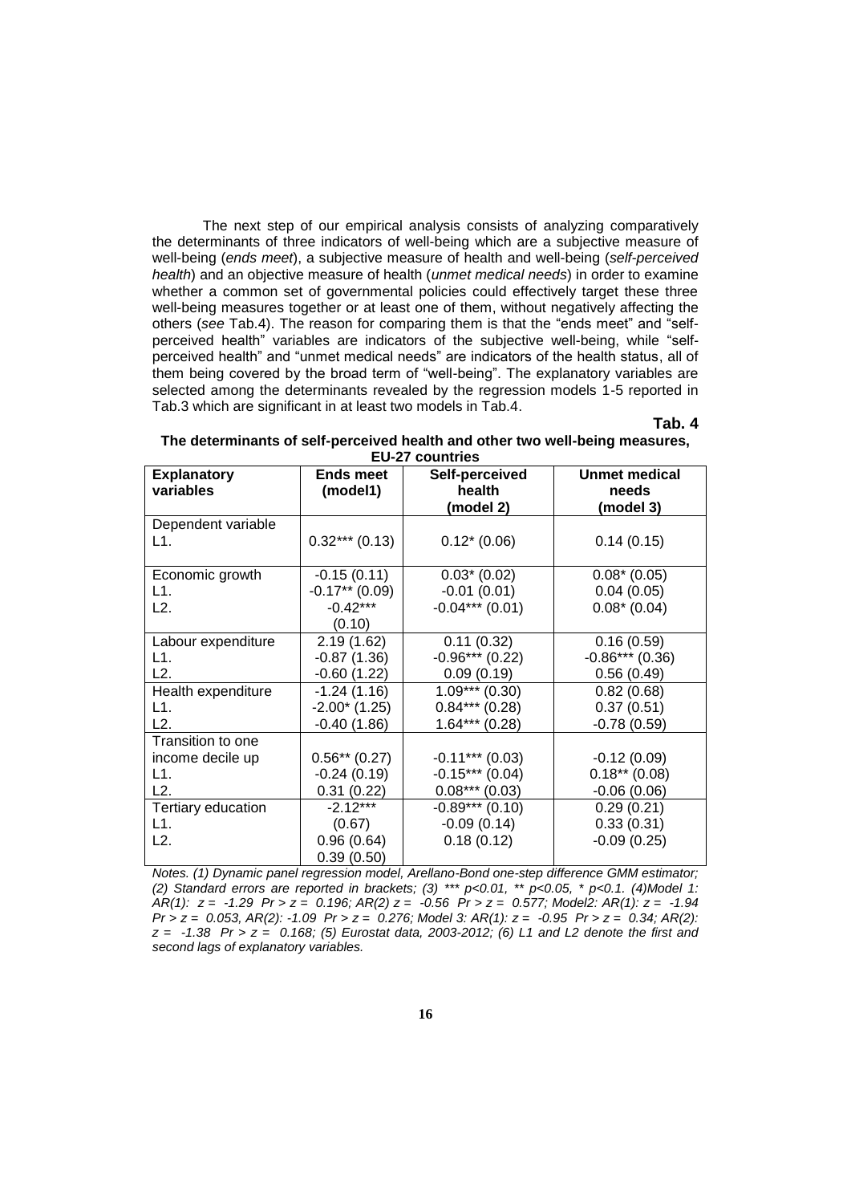The next step of our empirical analysis consists of analyzing comparatively the determinants of three indicators of well-being which are a subjective measure of well-being (*ends meet*), a subjective measure of health and well-being (*self-perceived health*) and an objective measure of health (*unmet medical needs*) in order to examine whether a common set of governmental policies could effectively target these three well-being measures together or at least one of them, without negatively affecting the others (*see* Tab.4). The reason for comparing them is that the "ends meet" and "self-perceived health" variables are indicators of the subjective well-being, while "self-perceived health" and "unmet medical needs" are indicators of the health status, all of them being covered by the broad term of "well-being". The explanatory variables are selected among the determinants revealed by the regression models 1-5 reported in Tab.3 which are significant in at least two models in Tab.4.

**Tab. 4**

**The determinants of self-perceived health and other two well-being measures, EU-27 countries**

| Explanatory variables | Ends meet (model1) | Self-perceived health (model 2) | Unmet medical needs (model 3) |
|---|---|---|---|
| Dependent variable | | | |
| L1. | 0.32*** (0.13) | 0.12* (0.06) | 0.14 (0.15) |
| Economic growth | -0.15 (0.11) | 0.03* (0.02) | 0.08* (0.05) |
| L1. | -0.17** (0.09) | -0.01 (0.01) | 0.04 (0.05) |
| L2. | -0.42*** (0.10) | -0.04*** (0.01) | 0.08* (0.04) |
| Labour expenditure | 2.19 (1.62) | 0.11 (0.32) | 0.16 (0.59) |
| L1. | -0.87 (1.36) | -0.96*** (0.22) | -0.86*** (0.36) |
| L2. | -0.60 (1.22) | 0.09 (0.19) | 0.56 (0.49) |
| Health expenditure | -1.24 (1.16) | 1.09*** (0.30) | 0.82 (0.68) |
| L1. | -2.00* (1.25) | 0.84*** (0.28) | 0.37 (0.51) |
| L2. | -0.40 (1.86) | 1.64*** (0.28) | -0.78 (0.59) |
| Transition to one income decile up | 0.56** (0.27) | -0.11*** (0.03) | -0.12 (0.09) |
| L1. | -0.24 (0.19) | -0.15*** (0.04) | 0.18** (0.08) |
| L2. | 0.31 (0.22) | 0.08*** (0.03) | -0.06 (0.06) |
| Tertiary education | -2.12*** (0.67) | -0.89*** (0.10) | 0.29 (0.21) |
| L1. | 0.96 (0.64) | -0.09 (0.14) | 0.33 (0.31) |
| L2. | 0.39 (0.50) | 0.18 (0.12) | -0.09 (0.25) |

*Notes. (1) Dynamic panel regression model, Arellano-Bond one-step difference GMM estimator; (2) Standard errors are reported in brackets; (3) *** p<0.01, ** p<0.05, * p<0.1. (4)Model 1: AR(1): z = -1.29 Pr > z = 0.196; AR(2) z = -0.56 Pr > z = 0.577; Model2: AR(1): z = -1.94 Pr > z = 0.053, AR(2): -1.09 Pr > z = 0.276; Model 3: AR(1): z = -0.95 Pr > z = 0.34; AR(2): z = -1.38 Pr > z = 0.168; (5) Eurostat data, 2003-2012; (6) L1 and L2 denote the first and second lags of explanatory variables.*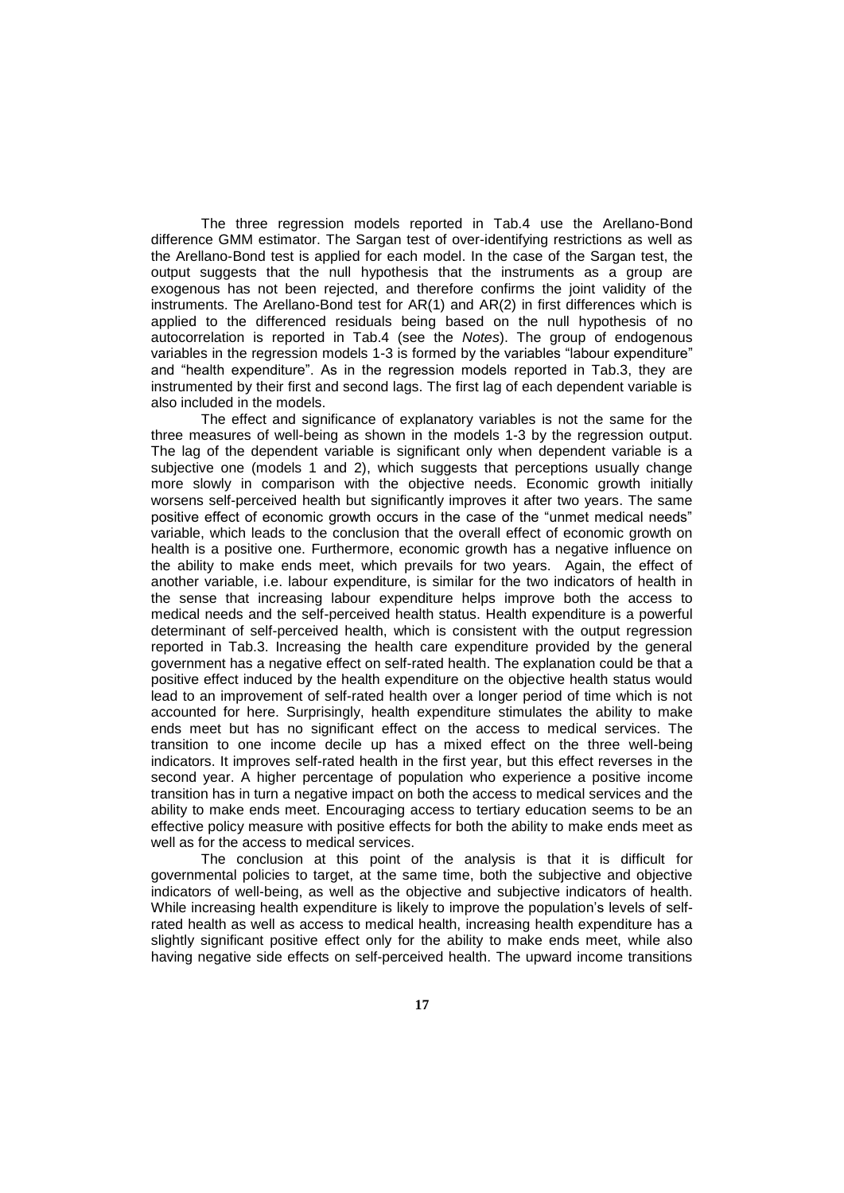The three regression models reported in Tab.4 use the Arellano-Bond difference GMM estimator. The Sargan test of over-identifying restrictions as well as the Arellano-Bond test is applied for each model. In the case of the Sargan test, the output suggests that the null hypothesis that the instruments as a group are exogenous has not been rejected, and therefore confirms the joint validity of the instruments. The Arellano-Bond test for AR(1) and AR(2) in first differences which is applied to the differenced residuals being based on the null hypothesis of no autocorrelation is reported in Tab.4 (see the *Notes*). The group of endogenous variables in the regression models 1-3 is formed by the variables "labour expenditure" and "health expenditure". As in the regression models reported in Tab.3, they are instrumented by their first and second lags. The first lag of each dependent variable is also included in the models.

The effect and significance of explanatory variables is not the same for the three measures of well-being as shown in the models 1-3 by the regression output. The lag of the dependent variable is significant only when dependent variable is a subjective one (models 1 and 2), which suggests that perceptions usually change more slowly in comparison with the objective needs. Economic growth initially worsens self-perceived health but significantly improves it after two years. The same positive effect of economic growth occurs in the case of the "unmet medical needs" variable, which leads to the conclusion that the overall effect of economic growth on health is a positive one. Furthermore, economic growth has a negative influence on the ability to make ends meet, which prevails for two years. Again, the effect of another variable, i.e. labour expenditure, is similar for the two indicators of health in the sense that increasing labour expenditure helps improve both the access to medical needs and the self-perceived health status. Health expenditure is a powerful determinant of self-perceived health, which is consistent with the output regression reported in Tab.3. Increasing the health care expenditure provided by the general government has a negative effect on self-rated health. The explanation could be that a positive effect induced by the health expenditure on the objective health status would lead to an improvement of self-rated health over a longer period of time which is not accounted for here. Surprisingly, health expenditure stimulates the ability to make ends meet but has no significant effect on the access to medical services. The transition to one income decile up has a mixed effect on the three well-being indicators. It improves self-rated health in the first year, but this effect reverses in the second year. A higher percentage of population who experience a positive income transition has in turn a negative impact on both the access to medical services and the ability to make ends meet. Encouraging access to tertiary education seems to be an effective policy measure with positive effects for both the ability to make ends meet as well as for the access to medical services.

The conclusion at this point of the analysis is that it is difficult for governmental policies to target, at the same time, both the subjective and objective indicators of well-being, as well as the objective and subjective indicators of health. While increasing health expenditure is likely to improve the population's levels of self-rated health as well as access to medical health, increasing health expenditure has a slightly significant positive effect only for the ability to make ends meet, while also having negative side effects on self-perceived health. The upward income transitions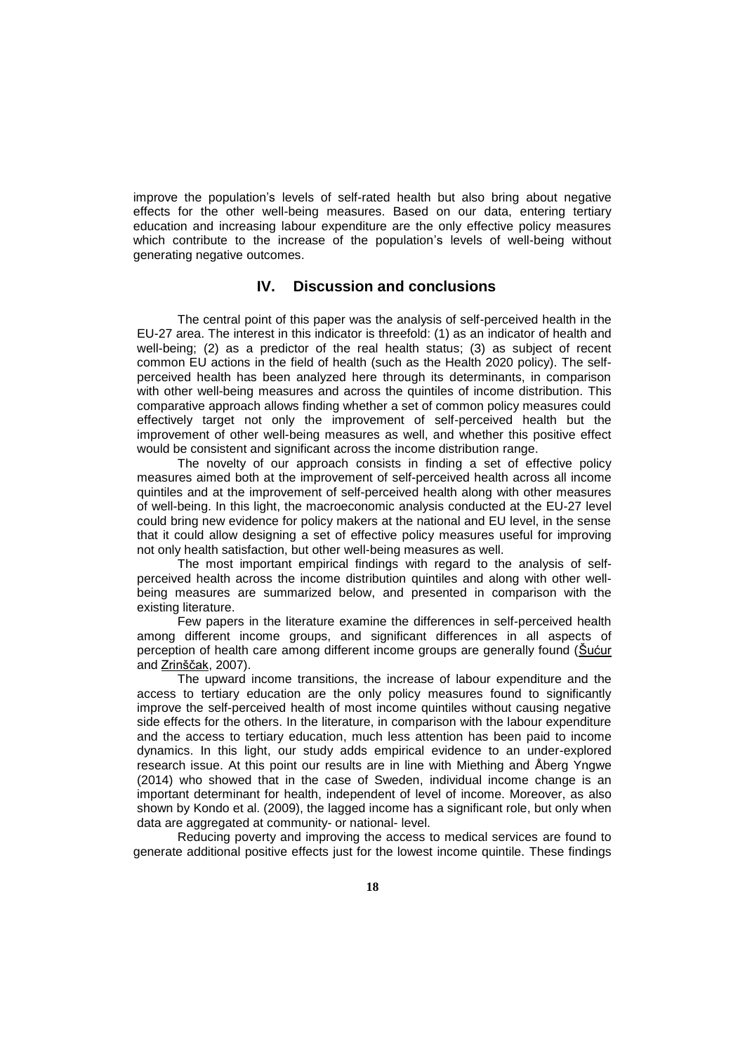improve the population's levels of self-rated health but also bring about negative effects for the other well-being measures. Based on our data, entering tertiary education and increasing labour expenditure are the only effective policy measures which contribute to the increase of the population's levels of well-being without generating negative outcomes.

## IV. Discussion and conclusions

The central point of this paper was the analysis of self-perceived health in the EU-27 area. The interest in this indicator is threefold: (1) as an indicator of health and well-being; (2) as a predictor of the real health status; (3) as subject of recent common EU actions in the field of health (such as the Health 2020 policy). The self-perceived health has been analyzed here through its determinants, in comparison with other well-being measures and across the quintiles of income distribution. This comparative approach allows finding whether a set of common policy measures could effectively target not only the improvement of self-perceived health but the improvement of other well-being measures as well, and whether this positive effect would be consistent and significant across the income distribution range.

The novelty of our approach consists in finding a set of effective policy measures aimed both at the improvement of self-perceived health across all income quintiles and at the improvement of self-perceived health along with other measures of well-being. In this light, the macroeconomic analysis conducted at the EU-27 level could bring new evidence for policy makers at the national and EU level, in the sense that it could allow designing a set of effective policy measures useful for improving not only health satisfaction, but other well-being measures as well.

The most important empirical findings with regard to the analysis of self-perceived health across the income distribution quintiles and along with other well-being measures are summarized below, and presented in comparison with the existing literature.

Few papers in the literature examine the differences in self-perceived health among different income groups, and significant differences in all aspects of perception of health care among different income groups are generally found (Šućur and Zrinščak, 2007).

The upward income transitions, the increase of labour expenditure and the access to tertiary education are the only policy measures found to significantly improve the self-perceived health of most income quintiles without causing negative side effects for the others. In the literature, in comparison with the labour expenditure and the access to tertiary education, much less attention has been paid to income dynamics. In this light, our study adds empirical evidence to an under-explored research issue. At this point our results are in line with Miething and Åberg Yngwe (2014) who showed that in the case of Sweden, individual income change is an important determinant for health, independent of level of income. Moreover, as also shown by Kondo et al. (2009), the lagged income has a significant role, but only when data are aggregated at community- or national- level.

Reducing poverty and improving the access to medical services are found to generate additional positive effects just for the lowest income quintile. These findings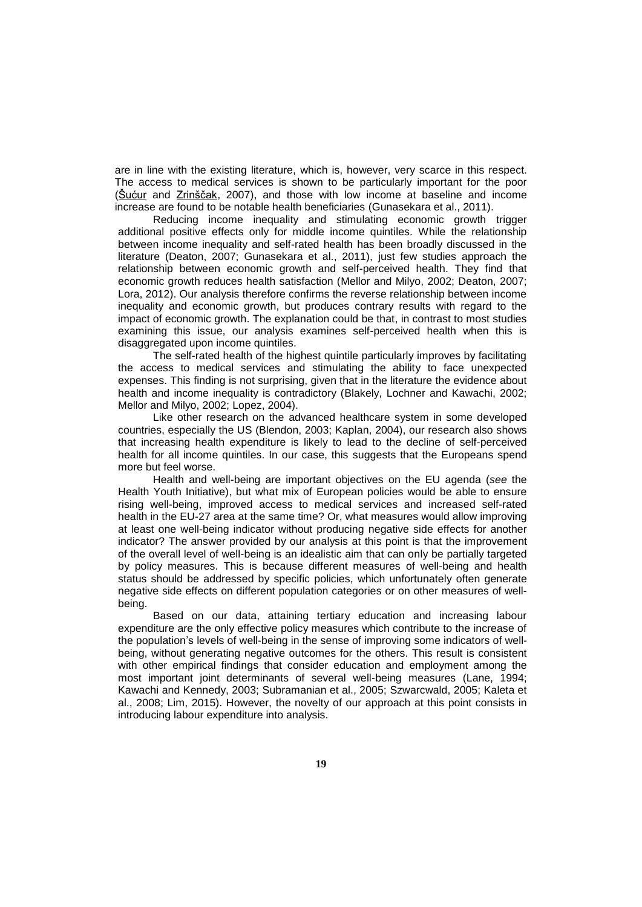are in line with the existing literature, which is, however, very scarce in this respect. The access to medical services is shown to be particularly important for the poor (Šućur and Zrinščak, 2007), and those with low income at baseline and income increase are found to be notable health beneficiaries (Gunasekara et al., 2011).

Reducing income inequality and stimulating economic growth trigger additional positive effects only for middle income quintiles. While the relationship between income inequality and self-rated health has been broadly discussed in the literature (Deaton, 2007; Gunasekara et al., 2011), just few studies approach the relationship between economic growth and self-perceived health. They find that economic growth reduces health satisfaction (Mellor and Milyo, 2002; Deaton, 2007; Lora, 2012). Our analysis therefore confirms the reverse relationship between income inequality and economic growth, but produces contrary results with regard to the impact of economic growth. The explanation could be that, in contrast to most studies examining this issue, our analysis examines self-perceived health when this is disaggregated upon income quintiles.

The self-rated health of the highest quintile particularly improves by facilitating the access to medical services and stimulating the ability to face unexpected expenses. This finding is not surprising, given that in the literature the evidence about health and income inequality is contradictory (Blakely, Lochner and Kawachi, 2002; Mellor and Milyo, 2002; Lopez, 2004).

Like other research on the advanced healthcare system in some developed countries, especially the US (Blendon, 2003; Kaplan, 2004), our research also shows that increasing health expenditure is likely to lead to the decline of self-perceived health for all income quintiles. In our case, this suggests that the Europeans spend more but feel worse.

Health and well-being are important objectives on the EU agenda (*see* the Health Youth Initiative), but what mix of European policies would be able to ensure rising well-being, improved access to medical services and increased self-rated health in the EU-27 area at the same time? Or, what measures would allow improving at least one well-being indicator without producing negative side effects for another indicator? The answer provided by our analysis at this point is that the improvement of the overall level of well-being is an idealistic aim that can only be partially targeted by policy measures. This is because different measures of well-being and health status should be addressed by specific policies, which unfortunately often generate negative side effects on different population categories or on other measures of well-being.

Based on our data, attaining tertiary education and increasing labour expenditure are the only effective policy measures which contribute to the increase of the population's levels of well-being in the sense of improving some indicators of well-being, without generating negative outcomes for the others. This result is consistent with other empirical findings that consider education and employment among the most important joint determinants of several well-being measures (Lane, 1994; Kawachi and Kennedy, 2003; Subramanian et al., 2005; Szwarcwald, 2005; Kaleta et al., 2008; Lim, 2015). However, the novelty of our approach at this point consists in introducing labour expenditure into analysis.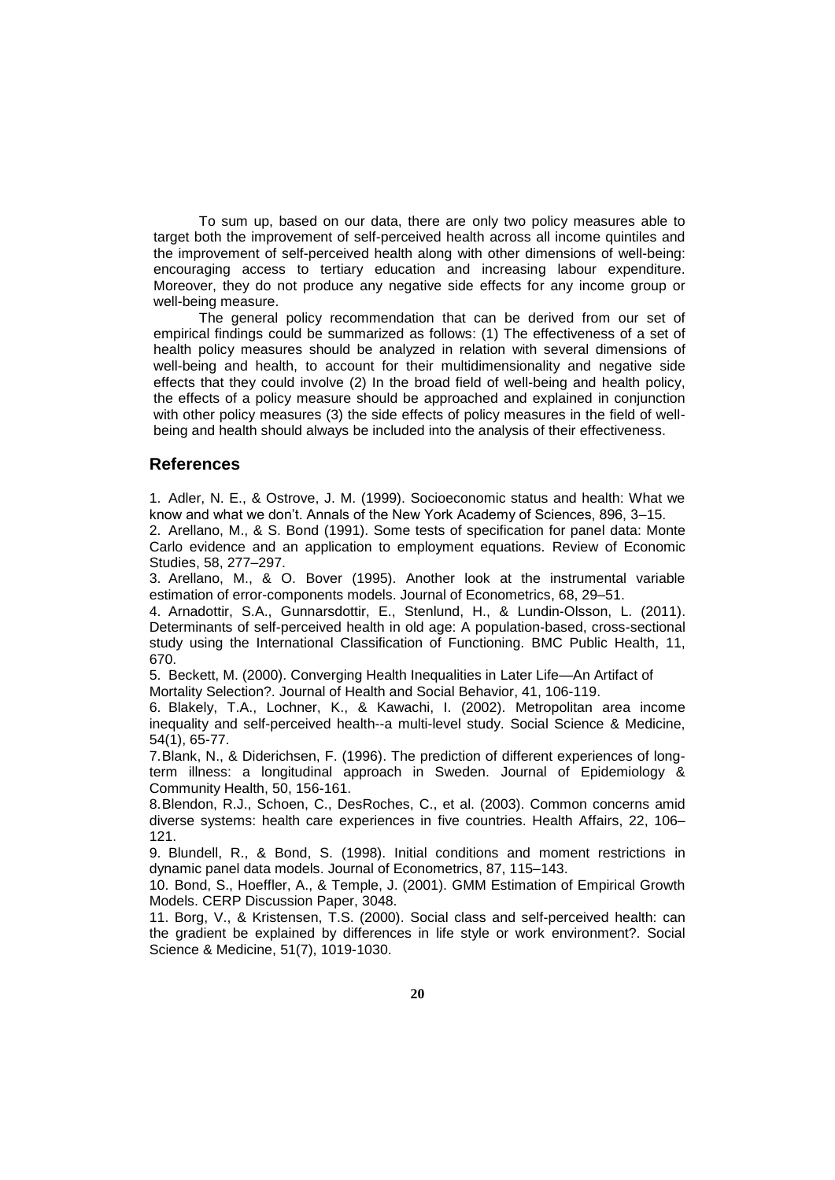To sum up, based on our data, there are only two policy measures able to target both the improvement of self-perceived health across all income quintiles and the improvement of self-perceived health along with other dimensions of well-being: encouraging access to tertiary education and increasing labour expenditure. Moreover, they do not produce any negative side effects for any income group or well-being measure.

The general policy recommendation that can be derived from our set of empirical findings could be summarized as follows: (1) The effectiveness of a set of health policy measures should be analyzed in relation with several dimensions of well-being and health, to account for their multidimensionality and negative side effects that they could involve (2) In the broad field of well-being and health policy, the effects of a policy measure should be approached and explained in conjunction with other policy measures (3) the side effects of policy measures in the field of well-being and health should always be included into the analysis of their effectiveness.

## References

1. Adler, N. E., & Ostrove, J. M. (1999). Socioeconomic status and health: What we know and what we don't. Annals of the New York Academy of Sciences, 896, 3–15.
2. Arellano, M., & S. Bond (1991). Some tests of specification for panel data: Monte Carlo evidence and an application to employment equations. Review of Economic Studies, 58, 277–297.
3. Arellano, M., & O. Bover (1995). Another look at the instrumental variable estimation of error-components models. Journal of Econometrics, 68, 29–51.
4. Arnadottir, S.A., Gunnarsdottir, E., Stenlund, H., & Lundin-Olsson, L. (2011). Determinants of self-perceived health in old age: A population-based, cross-sectional study using the International Classification of Functioning. BMC Public Health, 11, 670.
5. Beckett, M. (2000). Converging Health Inequalities in Later Life—An Artifact of Mortality Selection?. Journal of Health and Social Behavior, 41, 106-119.
6. Blakely, T.A., Lochner, K., & Kawachi, I. (2002). Metropolitan area income inequality and self-perceived health--a multi-level study. Social Science & Medicine, 54(1), 65-77.
7. Blank, N., & Diderichsen, F. (1996). The prediction of different experiences of long-term illness: a longitudinal approach in Sweden. Journal of Epidemiology & Community Health, 50, 156-161.
8. Blendon, R.J., Schoen, C., DesRoches, C., et al. (2003). Common concerns amid diverse systems: health care experiences in five countries. Health Affairs, 22, 106–121.
9. Blundell, R., & Bond, S. (1998). Initial conditions and moment restrictions in dynamic panel data models. Journal of Econometrics, 87, 115–143.
10. Bond, S., Hoeffler, A., & Temple, J. (2001). GMM Estimation of Empirical Growth Models. CERP Discussion Paper, 3048.
11. Borg, V., & Kristensen, T.S. (2000). Social class and self-perceived health: can the gradient be explained by differences in life style or work environment?. Social Science & Medicine, 51(7), 1019-1030.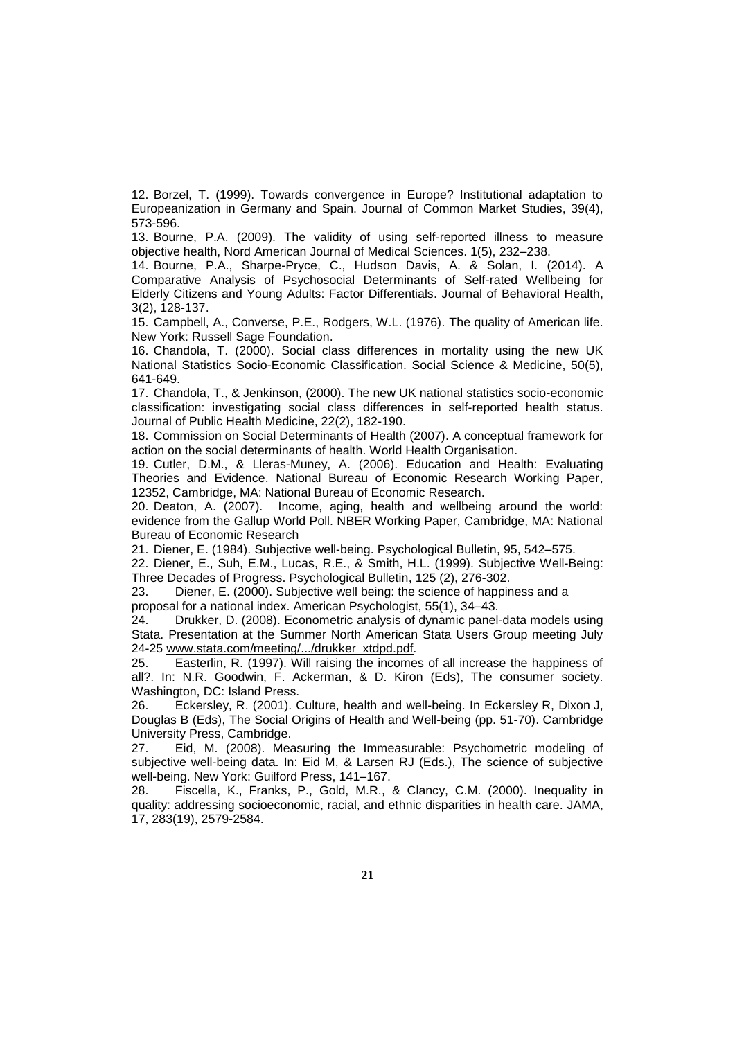12. Borzel, T. (1999). Towards convergence in Europe? Institutional adaptation to Europeanization in Germany and Spain. Journal of Common Market Studies, 39(4), 573-596.

13. Bourne, P.A. (2009). The validity of using self-reported illness to measure objective health, Nord American Journal of Medical Sciences. 1(5), 232–238.

14. Bourne, P.A., Sharpe-Pryce, C., Hudson Davis, A. & Solan, I. (2014). A Comparative Analysis of Psychosocial Determinants of Self-rated Wellbeing for Elderly Citizens and Young Adults: Factor Differentials. Journal of Behavioral Health, 3(2), 128-137.

15. Campbell, A., Converse, P.E., Rodgers, W.L. (1976). The quality of American life. New York: Russell Sage Foundation.

16. Chandola, T. (2000). Social class differences in mortality using the new UK National Statistics Socio-Economic Classification. Social Science & Medicine, 50(5), 641-649.

17. Chandola, T., & Jenkinson, (2000). The new UK national statistics socio-economic classification: investigating social class differences in self-reported health status. Journal of Public Health Medicine, 22(2), 182-190.

18. Commission on Social Determinants of Health (2007). A conceptual framework for action on the social determinants of health. World Health Organisation.

19. Cutler, D.M., & Lleras-Muney, A. (2006). Education and Health: Evaluating Theories and Evidence. National Bureau of Economic Research Working Paper, 12352, Cambridge, MA: National Bureau of Economic Research.

20. Deaton, A. (2007). Income, aging, health and wellbeing around the world: evidence from the Gallup World Poll. NBER Working Paper, Cambridge, MA: National Bureau of Economic Research

21. Diener, E. (1984). Subjective well-being. Psychological Bulletin, 95, 542–575.

22. Diener, E., Suh, E.M., Lucas, R.E., & Smith, H.L. (1999). Subjective Well-Being: Three Decades of Progress. Psychological Bulletin, 125 (2), 276-302.

23. Diener, E. (2000). Subjective well being: the science of happiness and a proposal for a national index. American Psychologist, 55(1), 34–43.

24. Drukker, D. (2008). Econometric analysis of dynamic panel-data models using Stata. Presentation at the Summer North American Stata Users Group meeting July 24-25 www.stata.com/meeting/.../drukker_xtdpd.pdf.

25. Easterlin, R. (1997). Will raising the incomes of all increase the happiness of all?. In: N.R. Goodwin, F. Ackerman, & D. Kiron (Eds), The consumer society. Washington, DC: Island Press.

26. Eckersley, R. (2001). Culture, health and well-being. In Eckersley R, Dixon J, Douglas B (Eds), The Social Origins of Health and Well-being (pp. 51-70). Cambridge University Press, Cambridge.

27. Eid, M. (2008). Measuring the Immeasurable: Psychometric modeling of subjective well-being data. In: Eid M, & Larsen RJ (Eds.), The science of subjective well-being. New York: Guilford Press, 141–167.

28. Fiscella, K., Franks, P., Gold, M.R., & Clancy, C.M. (2000). Inequality in quality: addressing socioeconomic, racial, and ethnic disparities in health care. JAMA, 17, 283(19), 2579-2584.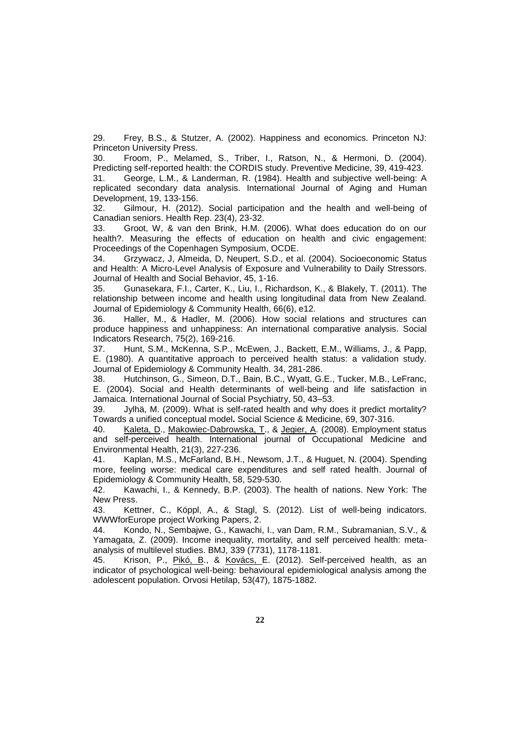29. Frey, B.S., & Stutzer, A. (2002). Happiness and economics. Princeton NJ: Princeton University Press.

30. Froom, P., Melamed, S., Triber, I., Ratson, N., & Hermoni, D. (2004). Predicting self-reported health: the CORDIS study. Preventive Medicine, 39, 419-423.

31. George, L.M., & Landerman, R. (1984). Health and subjective well-being: A replicated secondary data analysis. International Journal of Aging and Human Development, 19, 133-156.

32. Gilmour, H. (2012). Social participation and the health and well-being of Canadian seniors. Health Rep. 23(4), 23-32.

33. Groot, W, & van den Brink, H.M. (2006). What does education do on our health?. Measuring the effects of education on health and civic engagement: Proceedings of the Copenhagen Symposium, OCDE.

34. Grzywacz, J, Almeida, D, Neupert, S.D., et al. (2004). Socioeconomic Status and Health: A Micro-Level Analysis of Exposure and Vulnerability to Daily Stressors. Journal of Health and Social Behavior, 45, 1-16.

35. Gunasekara, F.I., Carter, K., Liu, I., Richardson, K., & Blakely, T. (2011). The relationship between income and health using longitudinal data from New Zealand. Journal of Epidemiology & Community Health, 66(6), e12.

36. Haller, M., & Hadler, M. (2006). How social relations and structures can produce happiness and unhappiness: An international comparative analysis. Social Indicators Research, 75(2), 169-216.

37. Hunt, S.M., McKenna, S.P., McEwen, J., Backett, E.M., Williams, J., & Papp, E. (1980). A quantitative approach to perceived health status: a validation study. Journal of Epidemiology & Community Health. 34, 281-286.

38. Hutchinson, G., Simeon, D.T., Bain, B.C., Wyatt, G.E., Tucker, M.B., LeFranc, E. (2004). Social and Health determinants of well-being and life satisfaction in Jamaica. International Journal of Social Psychiatry, 50, 43–53.

39. Jylhä, M. (2009). What is self-rated health and why does it predict mortality? Towards a unified conceptual model**.** Social Science & Medicine, 69, 307-316.

40. Kaleta, D., Makowiec-Dabrowska, T., & Jegier, A. (2008). Employment status and self-perceived health. International journal of Occupational Medicine and Environmental Health, 21(3), 227-236.

41. Kaplan, M.S., McFarland, B.H., Newsom, J.T., & Huguet, N. (2004). Spending more, feeling worse: medical care expenditures and self rated health. Journal of Epidemiology & Community Health, 58, 529-530.

42. Kawachi, I., & Kennedy, B.P. (2003). The health of nations. New York: The New Press.

43. Kettner, C., Köppl, A., & Stagl, S. (2012). List of well-being indicators. WWWforEurope project Working Papers, 2.

44. Kondo, N., Sembajwe, G., Kawachi, I., van Dam, R.M., Subramanian, S.V., & Yamagata, Z. (2009). Income inequality, mortality, and self perceived health: meta-analysis of multilevel studies. BMJ, 339 (7731), 1178-1181.

45. Krison, P., Pikó, B., & Kovács, E. (2012). Self-perceived health, as an indicator of psychological well-being: behavioural epidemiological analysis among the adolescent population. Orvosi Hetilap, 53(47), 1875-1882.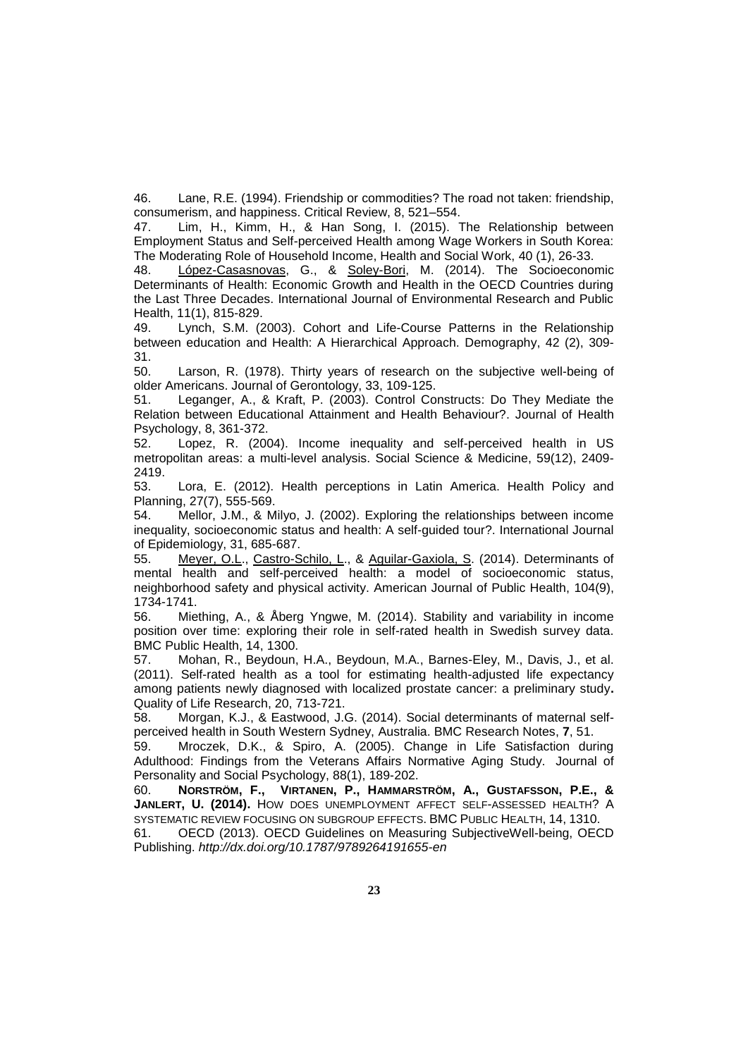46. Lane, R.E. (1994). Friendship or commodities? The road not taken: friendship, consumerism, and happiness. Critical Review, 8, 521–554.

47. Lim, H., Kimm, H., & Han Song, I. (2015). The Relationship between Employment Status and Self-perceived Health among Wage Workers in South Korea: The Moderating Role of Household Income, Health and Social Work, 40 (1), 26-33.

48. López-Casasnovas, G., & Soley-Bori, M. (2014). The Socioeconomic Determinants of Health: Economic Growth and Health in the OECD Countries during the Last Three Decades. International Journal of Environmental Research and Public Health, 11(1), 815-829.

49. Lynch, S.M. (2003). Cohort and Life-Course Patterns in the Relationship between education and Health: A Hierarchical Approach. Demography, 42 (2), 309-31.

50. Larson, R. (1978). Thirty years of research on the subjective well-being of older Americans. Journal of Gerontology, 33, 109-125.

51. Leganger, A., & Kraft, P. (2003). Control Constructs: Do They Mediate the Relation between Educational Attainment and Health Behaviour?. Journal of Health Psychology, 8, 361-372.

52. Lopez, R. (2004). Income inequality and self-perceived health in US metropolitan areas: a multi-level analysis. Social Science & Medicine, 59(12), 2409-2419.

53. Lora, E. (2012). Health perceptions in Latin America. Health Policy and Planning, 27(7), 555-569.

54. Mellor, J.M., & Milyo, J. (2002). Exploring the relationships between income inequality, socioeconomic status and health: A self-guided tour?. International Journal of Epidemiology, 31, 685-687.

55. Meyer, O.L., Castro-Schilo, L., & Aguilar-Gaxiola, S. (2014). Determinants of mental health and self-perceived health: a model of socioeconomic status, neighborhood safety and physical activity. American Journal of Public Health, 104(9), 1734-1741.

56. Miething, A., & Åberg Yngwe, M. (2014). Stability and variability in income position over time: exploring their role in self-rated health in Swedish survey data. BMC Public Health, 14, 1300.

57. Mohan, R., Beydoun, H.A., Beydoun, M.A., Barnes-Eley, M., Davis, J., et al. (2011). Self-rated health as a tool for estimating health-adjusted life expectancy among patients newly diagnosed with localized prostate cancer: a preliminary study**.** Quality of Life Research, 20, 713-721.

58. Morgan, K.J., & Eastwood, J.G. (2014). Social determinants of maternal self-perceived health in South Western Sydney, Australia. BMC Research Notes, **7**, 51.

59. Mroczek, D.K., & Spiro, A. (2005). Change in Life Satisfaction during Adulthood: Findings from the Veterans Affairs Normative Aging Study. Journal of Personality and Social Psychology, 88(1), 189-202.

60. **Norström, F., Virtanen, P., Hammarström, A., Gustafsson, P.E., & Janlert, U. (2014).** How does unemployment affect self-assessed health? A systematic review focusing on subgroup effects. BMC Public Health, 14, 1310.

61. OECD (2013). OECD Guidelines on Measuring SubjectiveWell-being, OECD Publishing. *http://dx.doi.org/10.1787/9789264191655-en*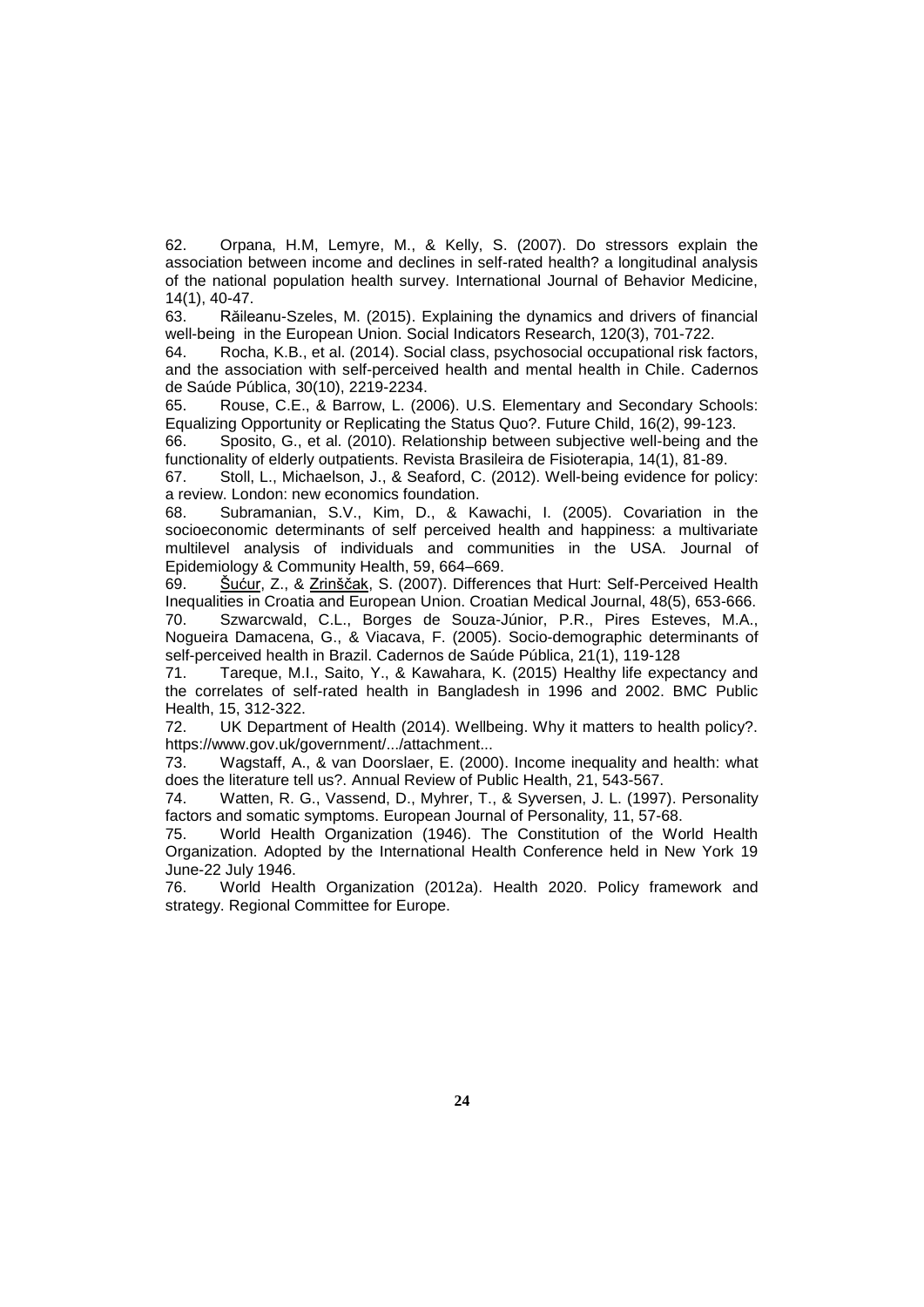62. Orpana, H.M, Lemyre, M., & Kelly, S. (2007). Do stressors explain the association between income and declines in self-rated health? a longitudinal analysis of the national population health survey. International Journal of Behavior Medicine, 14(1), 40-47.

63. Răileanu-Szeles, M. (2015). Explaining the dynamics and drivers of financial well-being in the European Union. Social Indicators Research, 120(3), 701-722.

64. Rocha, K.B., et al. (2014). Social class, psychosocial occupational risk factors, and the association with self-perceived health and mental health in Chile. Cadernos de Saúde Pública, 30(10), 2219-2234.

65. Rouse, C.E., & Barrow, L. (2006). U.S. Elementary and Secondary Schools: Equalizing Opportunity or Replicating the Status Quo?. Future Child, 16(2), 99-123.

66. Sposito, G., et al. (2010). Relationship between subjective well-being and the functionality of elderly outpatients. Revista Brasileira de Fisioterapia, 14(1), 81-89.

67. Stoll, L., Michaelson, J., & Seaford, C. (2012). Well-being evidence for policy: a review. London: new economics foundation.

68. Subramanian, S.V., Kim, D., & Kawachi, I. (2005). Covariation in the socioeconomic determinants of self perceived health and happiness: a multivariate multilevel analysis of individuals and communities in the USA. Journal of Epidemiology & Community Health, 59, 664–669.

69. Šućur, Z., & Zrinščak, S. (2007). Differences that Hurt: Self-Perceived Health Inequalities in Croatia and European Union. Croatian Medical Journal, 48(5), 653-666.

70. Szwarcwald, C.L., Borges de Souza-Júnior, P.R., Pires Esteves, M.A., Nogueira Damacena, G., & Viacava, F. (2005). Socio-demographic determinants of self-perceived health in Brazil. Cadernos de Saúde Pública, 21(1), 119-128

71. Tareque, M.I., Saito, Y., & Kawahara, K. (2015) Healthy life expectancy and the correlates of self-rated health in Bangladesh in 1996 and 2002. BMC Public Health, 15, 312-322.

72. UK Department of Health (2014). Wellbeing. Why it matters to health policy?. https://www.gov.uk/government/.../attachment...

73. Wagstaff, A., & van Doorslaer, E. (2000). Income inequality and health: what does the literature tell us?. Annual Review of Public Health, 21, 543-567.

74. Watten, R. G., Vassend, D., Myhrer, T., & Syversen, J. L. (1997). Personality factors and somatic symptoms. European Journal of Personality*,* 11, 57-68.

75. World Health Organization (1946). The Constitution of the World Health Organization. Adopted by the International Health Conference held in New York 19 June-22 July 1946.

76. World Health Organization (2012a). Health 2020. Policy framework and strategy. Regional Committee for Europe.